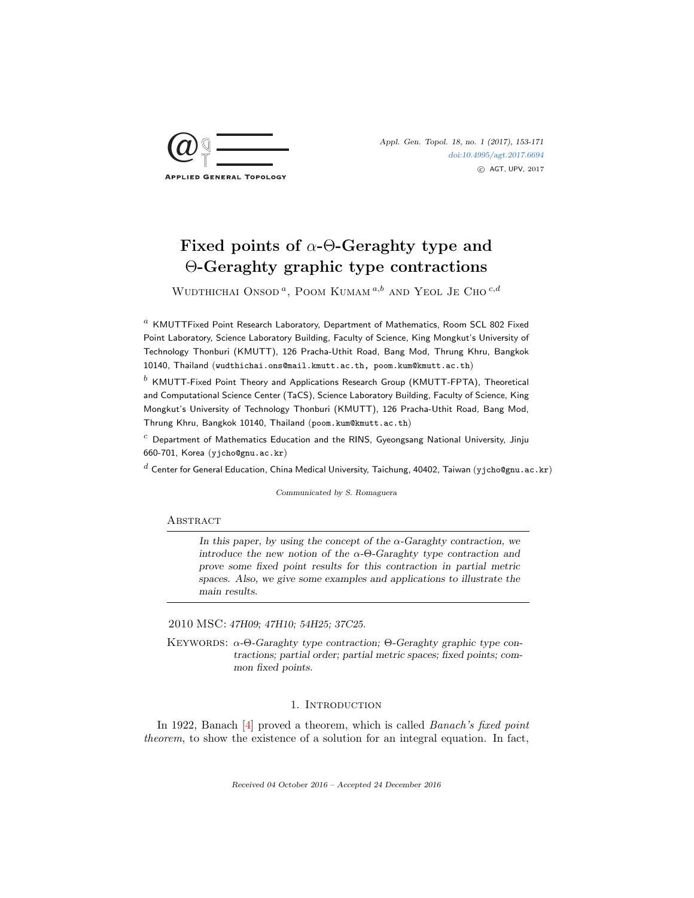# Fixed points of $\alpha$-$\Theta$-Geraghty type and $\Theta$-Geraghty graphic type contractions

Wudthichai Onsod [a], Poom Kumam [a,b] and Yeol Je Cho [c,d]

[a] KMUTTFixed Point Research Laboratory, Department of Mathematics, Room SCL 802 Fixed Point Laboratory, Science Laboratory Building, Faculty of Science, King Mongkut's University of Technology Thonburi (KMUTT), 126 Pracha-Uthit Road, Bang Mod, Thrung Khru, Bangkok 10140, Thailand (wudthichai.ons@mail.kmutt.ac.th, poom.kum@kmutt.ac.th)

[b] KMUTT-Fixed Point Theory and Applications Research Group (KMUTT-FPTA), Theoretical and Computational Science Center (TaCS), Science Laboratory Building, Faculty of Science, King Mongkut's University of Technology Thonburi (KMUTT), 126 Pracha-Uthit Road, Bang Mod, Thrung Khru, Bangkok 10140, Thailand (poom.kum@kmutt.ac.th)

[c] Department of Mathematics Education and the RINS, Gyeongsang National University, Jinju 660-701, Korea (yjcho@gnu.ac.kr)

[d] Center for General Education, China Medical University, Taichung, 40402, Taiwan (yjcho@gnu.ac.kr)

*Communicated by S. Romaguera*

## Abstract

*In this paper, by using the concept of the $\alpha$-Garaghty contraction, we introduce the new notion of the $\alpha$-$\Theta$-Garaghty type contraction and prove some fixed point results for this contraction in partial metric spaces. Also, we give some examples and applications to illustrate the main results.*

2010 MSC: *47H09; 47H10; 54H25; 37C25.*

Keywords: *$\alpha$-$\Theta$-Garaghty type contraction; $\Theta$-Geraghty graphic type contractions; partial order; partial metric spaces; fixed points; common fixed points.*

## 1. Introduction

In 1922, Banach [4] proved a theorem, which is called *Banach's fixed point theorem*, to show the existence of a solution for an integral equation. In fact,

*Received 04 October 2016 – Accepted 24 December 2016*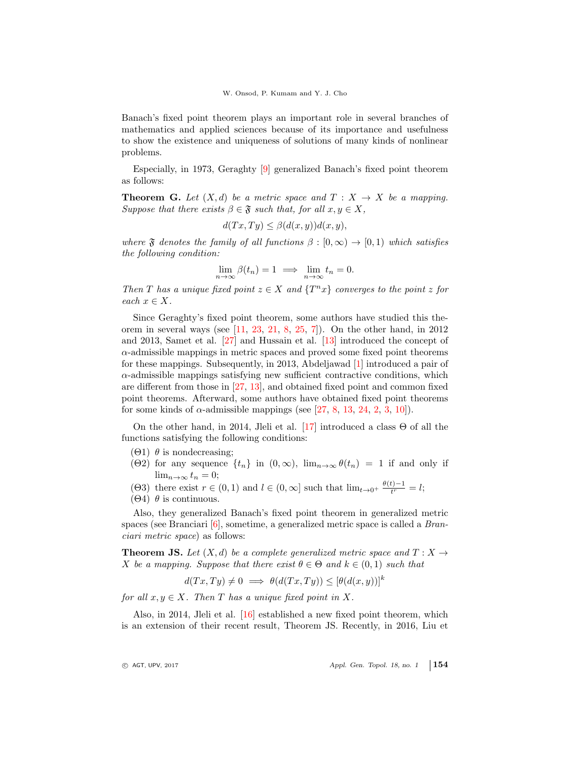Banach's fixed point theorem plays an important role in several branches of mathematics and applied sciences because of its importance and usefulness to show the existence and uniqueness of solutions of many kinds of nonlinear problems.

Especially, in 1973, Geraghty [9] generalized Banach's fixed point theorem as follows:

**Theorem G.** *Let $(X, d)$ be a metric space and $T : X \to X$ be a mapping. Suppose that there exists $\beta \in \mathfrak{F}$ such that, for all $x, y \in X$,*

$$d(Tx, Ty) \le \beta(d(x, y))d(x, y),$$

*where $\mathfrak{F}$ denotes the family of all functions $\beta : [0, \infty) \to [0, 1)$ which satisfies the following condition:*

$$\lim_{n\to\infty} \beta(t_n) = 1 \implies \lim_{n\to\infty} t_n = 0.$$

*Then $T$ has a unique fixed point $z \in X$ and $\{T^n x\}$ converges to the point $z$ for each $x \in X$.*

Since Geraghty's fixed point theorem, some authors have studied this theorem in several ways (see [11, 23, 21, 8, 25, 7]). On the other hand, in 2012 and 2013, Samet et al. [27] and Hussain et al. [13] introduced the concept of $\alpha$-admissible mappings in metric spaces and proved some fixed point theorems for these mappings. Subsequently, in 2013, Abdeljawad [1] introduced a pair of $\alpha$-admissible mappings satisfying new sufficient contractive conditions, which are different from those in [27, 13], and obtained fixed point and common fixed point theorems. Afterward, some authors have obtained fixed point theorems for some kinds of $\alpha$-admissible mappings (see [27, 8, 13, 24, 2, 3, 10]).

On the other hand, in 2014, Jleli et al. [17] introduced a class $\Theta$ of all the functions satisfying the following conditions:

- ($\Theta$1) $\theta$ is nondecreasing;
- ($\Theta$2) for any sequence $\{t_n\}$ in $(0, \infty)$, $\lim_{n\to\infty} \theta(t_n) = 1$ if and only if $\lim_{n\to\infty} t_n = 0$;
- ($\Theta$3) there exist $r \in (0, 1)$ and $l \in (0, \infty]$ such that $\lim_{t\to 0^+} \frac{\theta(t)-1}{t^r} = l$;
- ($\Theta$4) $\theta$ is continuous.

Also, they generalized Banach's fixed point theorem in generalized metric spaces (see Branciari [6], sometime, a generalized metric space is called a *Branciari metric space*) as follows:

**Theorem JS.** *Let $(X, d)$ be a complete generalized metric space and $T : X \to X$ be a mapping. Suppose that there exist $\theta \in \Theta$ and $k \in (0, 1)$ such that*

$$d(Tx, Ty) \neq 0 \implies \theta(d(Tx, Ty)) \le [\theta(d(x, y))]^k$$

*for all $x, y \in X$. Then $T$ has a unique fixed point in $X$.*

Also, in 2014, Jleli et al. [16] established a new fixed point theorem, which is an extension of their recent result, Theorem JS. Recently, in 2016, Liu et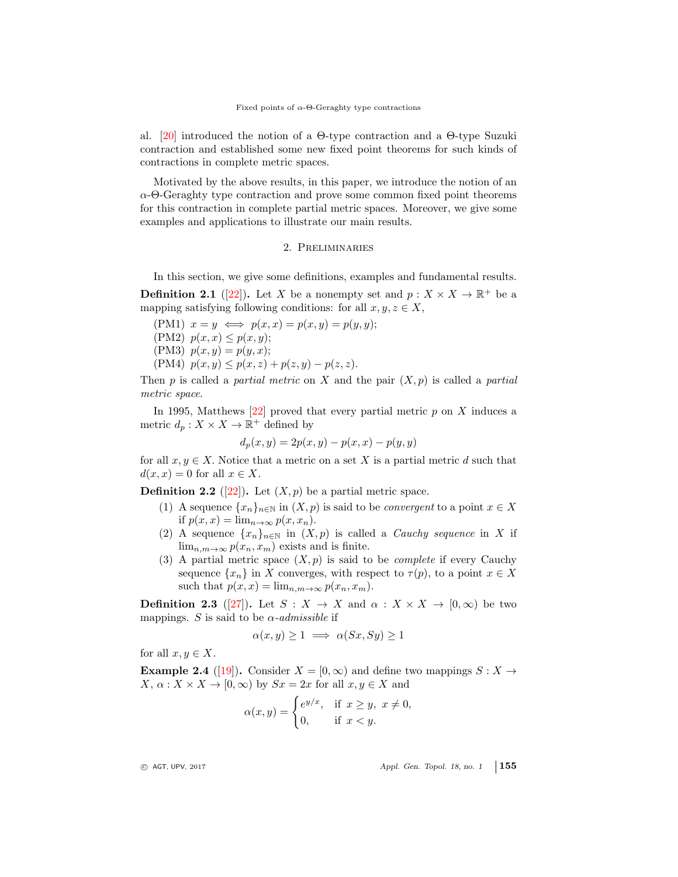al. [20] introduced the notion of a Θ-type contraction and a Θ-type Suzuki contraction and established some new fixed point theorems for such kinds of contractions in complete metric spaces.

Motivated by the above results, in this paper, we introduce the notion of an $\alpha$-Θ-Geraghty type contraction and prove some common fixed point theorems for this contraction in complete partial metric spaces. Moreover, we give some examples and applications to illustrate our main results.

## 2. Preliminaries

In this section, we give some definitions, examples and fundamental results.

**Definition 2.1** ([22])**.** Let $X$ be a nonempty set and $p : X \times X \to \mathbb{R}^+$ be a mapping satisfying following conditions: for all $x, y, z \in X$,

(PM1) $x = y \iff p(x, x) = p(x, y) = p(y, y)$;
(PM2) $p(x, x) \le p(x, y)$;
(PM3) $p(x, y) = p(y, x)$;
(PM4) $p(x, y) \le p(x, z) + p(z, y) - p(z, z)$.

Then $p$ is called a *partial metric* on $X$ and the pair $(X, p)$ is called a *partial metric space*.

In 1995, Matthews [22] proved that every partial metric $p$ on $X$ induces a metric $d_p : X \times X \to \mathbb{R}^+$ defined by

$$d_p(x, y) = 2p(x, y) - p(x, x) - p(y, y)$$

for all $x, y \in X$. Notice that a metric on a set $X$ is a partial metric $d$ such that $d(x, x) = 0$ for all $x \in X$.

**Definition 2.2** ([22])**.** Let $(X, p)$ be a partial metric space.

1. A sequence $\{x_n\}_{n\in\mathbb{N}}$ in $(X, p)$ is said to be *convergent* to a point $x \in X$ if $p(x, x) = \lim_{n\to\infty} p(x, x_n)$.
2. A sequence $\{x_n\}_{n\in\mathbb{N}}$ in $(X, p)$ is called a *Cauchy sequence* in $X$ if $\lim_{n,m\to\infty} p(x_n, x_m)$ exists and is finite.
3. A partial metric space $(X, p)$ is said to be *complete* if every Cauchy sequence $\{x_n\}$ in $X$ converges, with respect to $\tau(p)$, to a point $x \in X$ such that $p(x, x) = \lim_{n,m\to\infty} p(x_n, x_m)$.

**Definition 2.3** ([27])**.** Let $S : X \to X$ and $\alpha : X \times X \to [0, \infty)$ be two mappings. $S$ is said to be *$\alpha$-admissible* if

$$\alpha(x, y) \ge 1 \implies \alpha(Sx, Sy) \ge 1$$

for all $x, y \in X$.

**Example 2.4** ([19])**.** Consider $X = [0, \infty)$ and define two mappings $S : X \to X$, $\alpha : X \times X \to [0, \infty)$ by $Sx = 2x$ for all $x, y \in X$ and

$$\alpha(x, y) = \begin{cases} e^{y/x}, & \text{if } x \ge y,\ x \ne 0, \\ 0, & \text{if } x < y. \end{cases}$$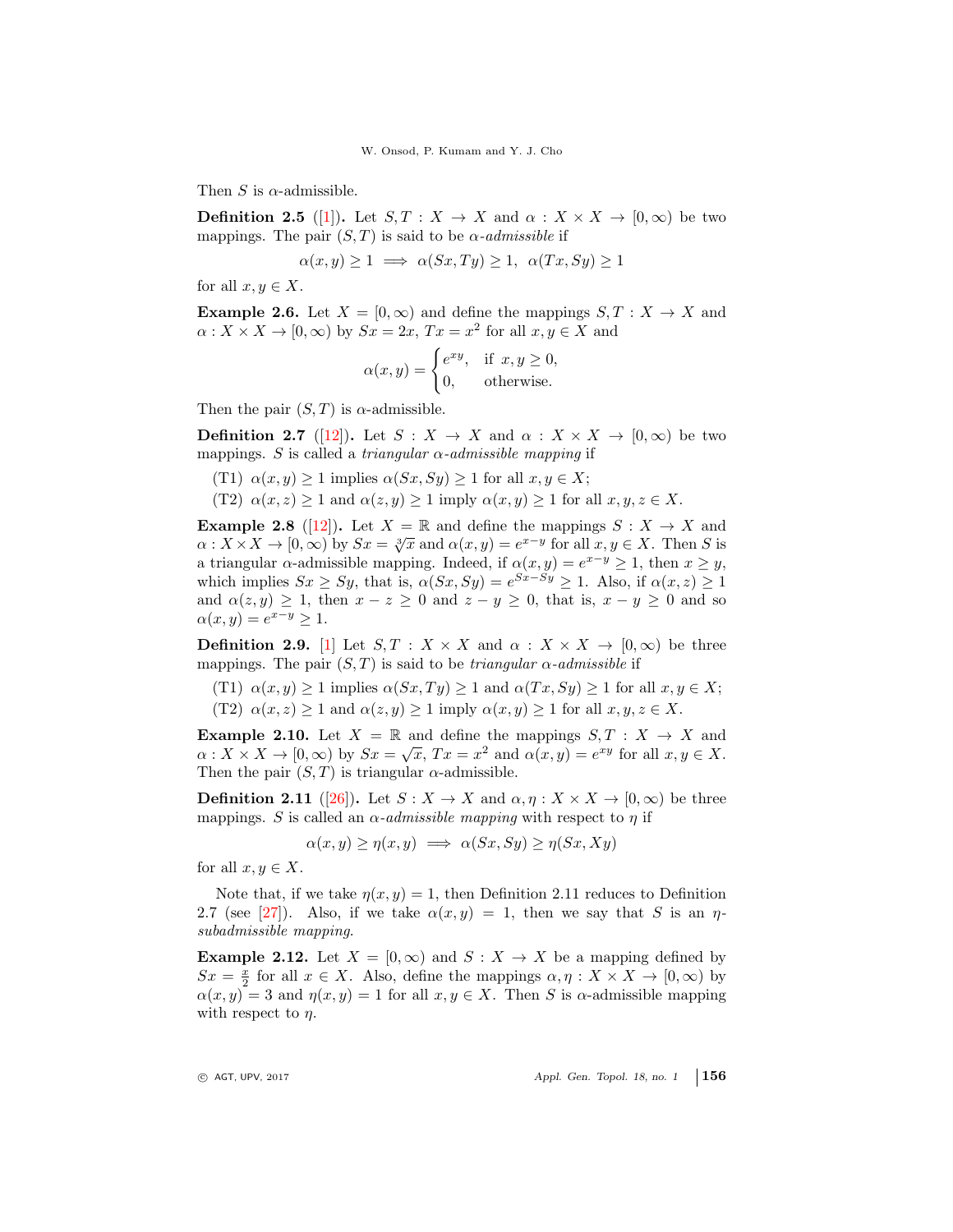Then $S$ is $\alpha$-admissible.

**Definition 2.5** ([1])**.** Let $S, T : X \to X$ and $\alpha : X \times X \to [0, \infty)$ be two mappings. The pair $(S, T)$ is said to be *$\alpha$-admissible* if

$$\alpha(x, y) \geq 1 \implies \alpha(Sx, Ty) \geq 1, \;\; \alpha(Tx, Sy) \geq 1$$

for all $x, y \in X$.

**Example 2.6.** Let $X = [0, \infty)$ and define the mappings $S, T : X \to X$ and $\alpha : X \times X \to [0, \infty)$ by $Sx = 2x$, $Tx = x^2$ for all $x, y \in X$ and

$$\alpha(x, y) = \begin{cases} e^{xy}, & \text{if } x, y \geq 0, \\ 0, & \text{otherwise.} \end{cases}$$

Then the pair $(S, T)$ is $\alpha$-admissible.

**Definition 2.7** ([12])**.** Let $S : X \to X$ and $\alpha : X \times X \to [0, \infty)$ be two mappings. $S$ is called a *triangular $\alpha$-admissible mapping* if

(T1) $\alpha(x, y) \geq 1$ implies $\alpha(Sx, Sy) \geq 1$ for all $x, y \in X$;

(T2) $\alpha(x, z) \geq 1$ and $\alpha(z, y) \geq 1$ imply $\alpha(x, y) \geq 1$ for all $x, y, z \in X$.

**Example 2.8** ([12])**.** Let $X = \mathbb{R}$ and define the mappings $S : X \to X$ and $\alpha : X \times X \to [0, \infty)$ by $Sx = \sqrt[3]{x}$ and $\alpha(x, y) = e^{x-y}$ for all $x, y \in X$. Then $S$ is a triangular $\alpha$-admissible mapping. Indeed, if $\alpha(x, y) = e^{x-y} \geq 1$, then $x \geq y$, which implies $Sx \geq Sy$, that is, $\alpha(Sx, Sy) = e^{Sx-Sy} \geq 1$. Also, if $\alpha(x, z) \geq 1$ and $\alpha(z, y) \geq 1$, then $x - z \geq 0$ and $z - y \geq 0$, that is, $x - y \geq 0$ and so $\alpha(x, y) = e^{x-y} \geq 1$.

**Definition 2.9.** [1] Let $S, T : X \times X$ and $\alpha : X \times X \to [0, \infty)$ be three mappings. The pair $(S, T)$ is said to be *triangular $\alpha$-admissible* if

(T1) $\alpha(x, y) \geq 1$ implies $\alpha(Sx, Ty) \geq 1$ and $\alpha(Tx, Sy) \geq 1$ for all $x, y \in X$;

(T2) $\alpha(x, z) \geq 1$ and $\alpha(z, y) \geq 1$ imply $\alpha(x, y) \geq 1$ for all $x, y, z \in X$.

**Example 2.10.** Let $X = \mathbb{R}$ and define the mappings $S, T : X \to X$ and $\alpha : X \times X \to [0, \infty)$ by $Sx = \sqrt{x}$, $Tx = x^2$ and $\alpha(x, y) = e^{xy}$ for all $x, y \in X$. Then the pair $(S, T)$ is triangular $\alpha$-admissible.

**Definition 2.11** ([26])**.** Let $S : X \to X$ and $\alpha, \eta : X \times X \to [0, \infty)$ be three mappings. $S$ is called an *$\alpha$-admissible mapping* with respect to $\eta$ if

$$\alpha(x, y) \geq \eta(x, y) \implies \alpha(Sx, Sy) \geq \eta(Sx, Xy)$$

for all $x, y \in X$.

Note that, if we take $\eta(x, y) = 1$, then Definition 2.11 reduces to Definition 2.7 (see [27]). Also, if we take $\alpha(x, y) = 1$, then we say that $S$ is an *$\eta$-subadmissible mapping*.

**Example 2.12.** Let $X = [0, \infty)$ and $S : X \to X$ be a mapping defined by $Sx = \frac{x}{2}$ for all $x \in X$. Also, define the mappings $\alpha, \eta : X \times X \to [0, \infty)$ by $\alpha(x, y) = 3$ and $\eta(x, y) = 1$ for all $x, y \in X$. Then $S$ is $\alpha$-admissible mapping with respect to $\eta$.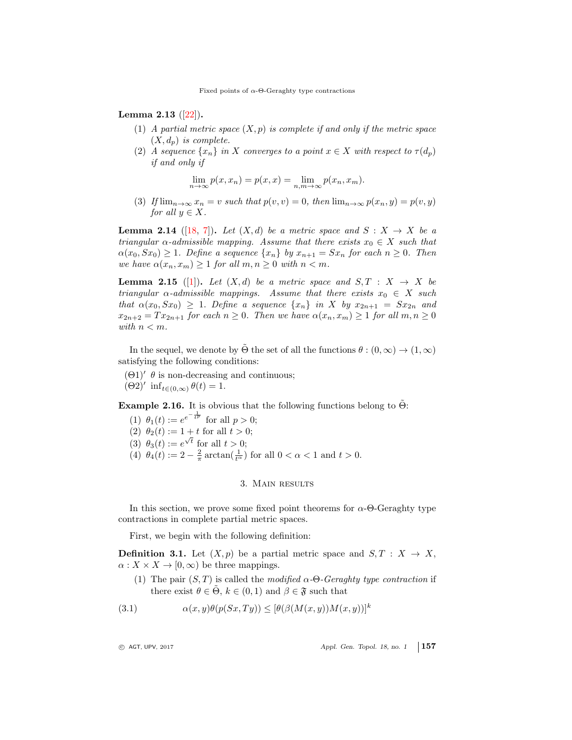**Lemma 2.13** ([22]).

1. *A partial metric space $(X, p)$ is complete if and only if the metric space $(X, d_p)$ is complete.*
2. *A sequence $\{x_n\}$ in $X$ converges to a point $x \in X$ with respect to $\tau(d_p)$ if and only if*

$$\lim_{n\to\infty} p(x, x_n) = p(x, x) = \lim_{n,m\to\infty} p(x_n, x_m).$$

3. *If $\lim_{n\to\infty} x_n = v$ such that $p(v, v) = 0$, then $\lim_{n\to\infty} p(x_n, y) = p(v, y)$ for all $y \in X$.*

**Lemma 2.14** ([18, 7]). *Let $(X, d)$ be a metric space and $S : X \to X$ be a triangular $\alpha$-admissible mapping. Assume that there exists $x_0 \in X$ such that $\alpha(x_0, Sx_0) \geq 1$. Define a sequence $\{x_n\}$ by $x_{n+1} = Sx_n$ for each $n \geq 0$. Then we have $\alpha(x_n, x_m) \geq 1$ for all $m, n \geq 0$ with $n < m$.*

**Lemma 2.15** ([1]). *Let $(X, d)$ be a metric space and $S, T : X \to X$ be triangular $\alpha$-admissible mappings. Assume that there exists $x_0 \in X$ such that $\alpha(x_0, Sx_0) \geq 1$. Define a sequence $\{x_n\}$ in $X$ by $x_{2n+1} = Sx_{2n}$ and $x_{2n+2} = Tx_{2n+1}$ for each $n \geq 0$. Then we have $\alpha(x_n, x_m) \geq 1$ for all $m, n \geq 0$ with $n < m$.*

In the sequel, we denote by $\tilde{\Theta}$ the set of all the functions $\theta : (0, \infty) \to (1, \infty)$ satisfying the following conditions:

$(\Theta 1)'$ $\theta$ is non-decreasing and continuous;
$(\Theta 2)'$ $\inf_{t\in(0,\infty)} \theta(t) = 1$.

**Example 2.16.** It is obvious that the following functions belong to $\tilde{\Theta}$:

1. $\theta_1(t) := e^{e^{-\frac{1}{t^p}}}$ for all $p > 0$;
2. $\theta_2(t) := 1 + t$ for all $t > 0$;
3. $\theta_3(t) := e^{\sqrt{t}}$ for all $t > 0$;
4. $\theta_4(t) := 2 - \frac{2}{\pi} \arctan(\frac{1}{t^\alpha})$ for all $0 < \alpha < 1$ and $t > 0$.

## 3. Main results

In this section, we prove some fixed point theorems for $\alpha$-$\Theta$-Geraghty type contractions in complete partial metric spaces.

First, we begin with the following definition:

**Definition 3.1.** Let $(X, p)$ be a partial metric space and $S, T : X \to X$, $\alpha : X \times X \to [0, \infty)$ be three mappings.

1. The pair $(S, T)$ is called the *modified $\alpha$-$\Theta$-Geraghty type contraction* if there exist $\theta \in \tilde{\Theta}$, $k \in (0, 1)$ and $\beta \in \mathfrak{F}$ such that

$$\alpha(x, y)\theta(p(Sx, Ty)) \leq [\theta(\beta(M(x, y))M(x, y))]^k \tag{3.1}$$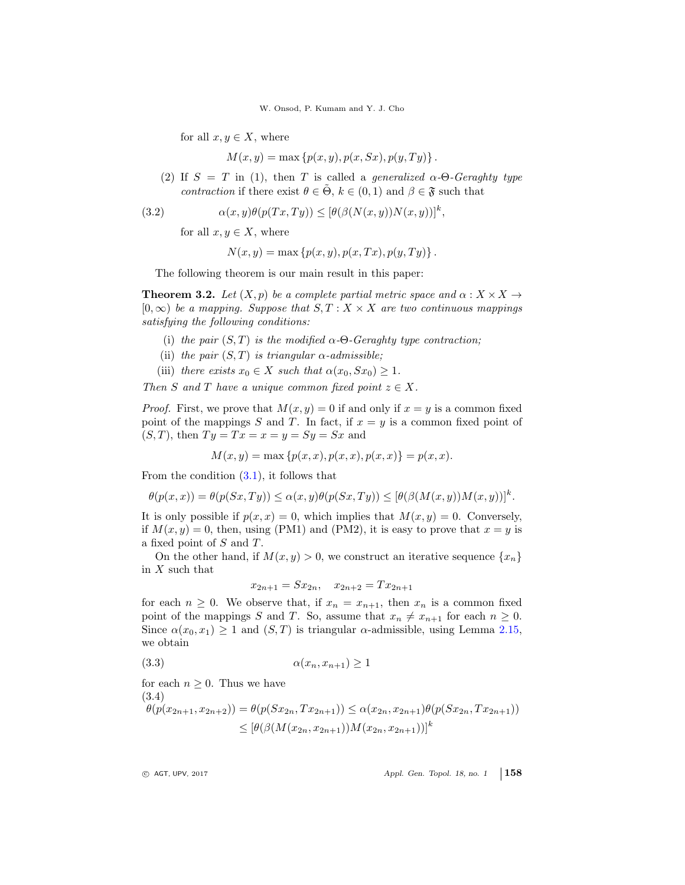for all $x, y \in X$, where

$$M(x,y) = \max\{p(x,y), p(x,Sx), p(y,Ty)\}.$$

(2) If $S = T$ in (1), then $T$ is called a *generalized $\alpha$-$\Theta$-Geraghty type contraction* if there exist $\theta \in \tilde{\Theta}$, $k \in (0,1)$ and $\beta \in \mathfrak{F}$ such that

$$\alpha(x,y)\theta(p(Tx,Ty)) \leq [\theta(\beta(N(x,y))N(x,y))]^k, \tag{3.2}$$

for all $x, y \in X$, where

$$N(x,y) = \max\{p(x,y), p(x,Tx), p(y,Ty)\}.$$

The following theorem is our main result in this paper:

**Theorem 3.2.** *Let $(X,p)$ be a complete partial metric space and $\alpha : X \times X \to [0,\infty)$ be a mapping. Suppose that $S,T : X \times X$ are two continuous mappings satisfying the following conditions:*

(i) *the pair $(S,T)$ is the modified $\alpha$-$\Theta$-Geraghty type contraction;*

(ii) *the pair $(S,T)$ is triangular $\alpha$-admissible;*

(iii) *there exists $x_0 \in X$ such that $\alpha(x_0, Sx_0) \geq 1$.*

*Then $S$ and $T$ have a unique common fixed point $z \in X$.*

*Proof.* First, we prove that $M(x,y) = 0$ if and only if $x = y$ is a common fixed point of the mappings $S$ and $T$. In fact, if $x = y$ is a common fixed point of $(S,T)$, then $Ty = Tx = x = y = Sy = Sx$ and

$$M(x,y) = \max\{p(x,x), p(x,x), p(x,x)\} = p(x,x).$$

From the condition (3.1), it follows that

$$\theta(p(x,x)) = \theta(p(Sx,Ty)) \leq \alpha(x,y)\theta(p(Sx,Ty)) \leq [\theta(\beta(M(x,y))M(x,y))]^k.$$

It is only possible if $p(x,x) = 0$, which implies that $M(x,y) = 0$. Conversely, if $M(x,y) = 0$, then, using (PM1) and (PM2), it is easy to prove that $x = y$ is a fixed point of $S$ and $T$.

On the other hand, if $M(x,y) > 0$, we construct an iterative sequence $\{x_n\}$ in $X$ such that

$$x_{2n+1} = Sx_{2n}, \quad x_{2n+2} = Tx_{2n+1}$$

for each $n \geq 0$. We observe that, if $x_n = x_{n+1}$, then $x_n$ is a common fixed point of the mappings $S$ and $T$. So, assume that $x_n \neq x_{n+1}$ for each $n \geq 0$. Since $\alpha(x_0, x_1) \geq 1$ and $(S,T)$ is triangular $\alpha$-admissible, using Lemma 2.15, we obtain

$$\alpha(x_n, x_{n+1}) \geq 1 \tag{3.3}$$

for each $n \geq 0$. Thus we have

$$\begin{aligned} \theta(p(x_{2n+1}, x_{2n+2})) = \theta(p(Sx_{2n}, Tx_{2n+1})) &\leq \alpha(x_{2n}, x_{2n+1})\theta(p(Sx_{2n}, Tx_{2n+1})) \\ &\leq [\theta(\beta(M(x_{2n}, x_{2n+1}))M(x_{2n}, x_{2n+1}))]^k \end{aligned} \tag{3.4}$$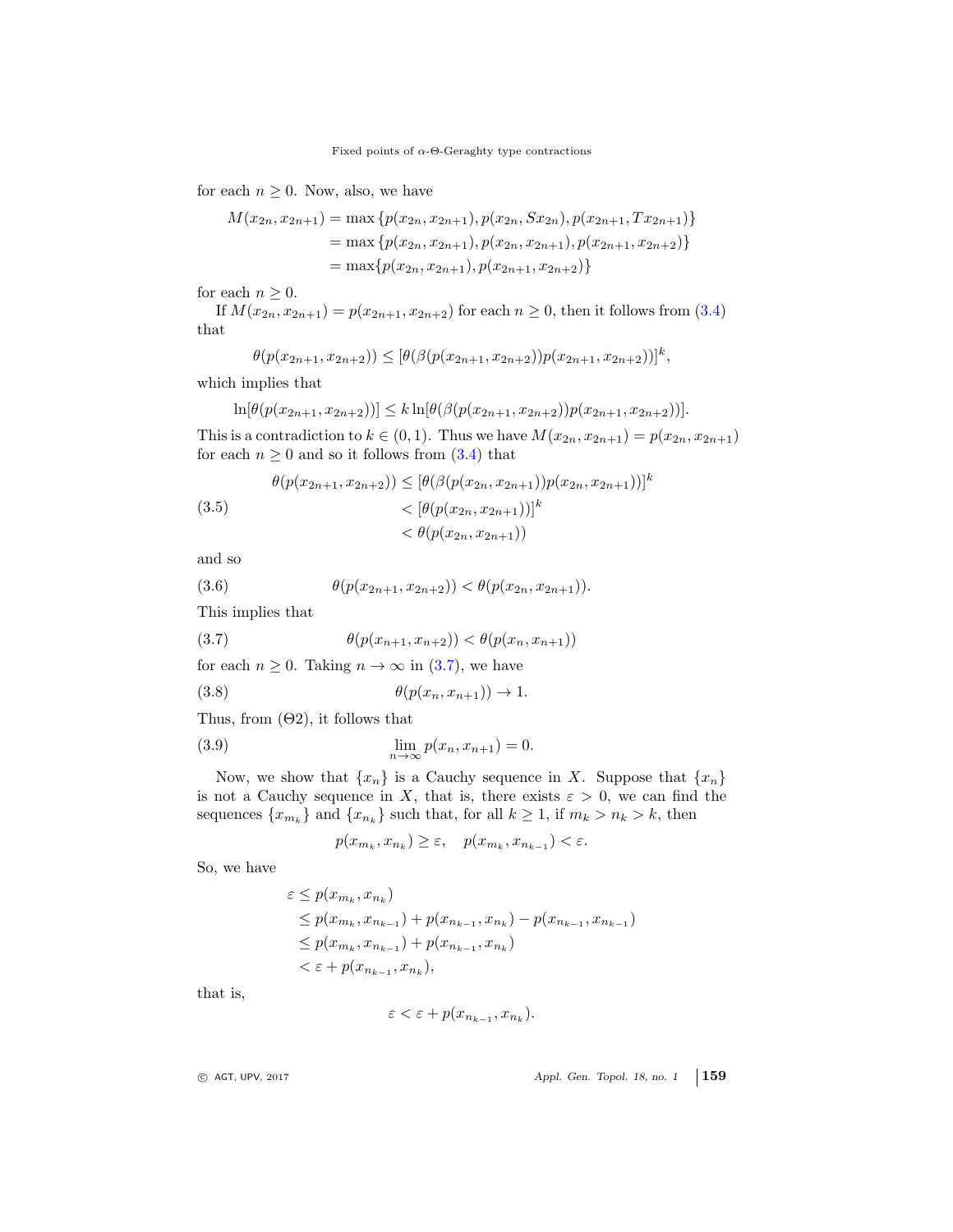for each $n \geq 0$. Now, also, we have

$$
\begin{aligned}
M(x_{2n}, x_{2n+1}) &= \max\{p(x_{2n}, x_{2n+1}), p(x_{2n}, Sx_{2n}), p(x_{2n+1}, Tx_{2n+1})\} \\
&= \max\{p(x_{2n}, x_{2n+1}), p(x_{2n}, x_{2n+1}), p(x_{2n+1}, x_{2n+2})\} \\
&= \max\{p(x_{2n}, x_{2n+1}), p(x_{2n+1}, x_{2n+2})\}
\end{aligned}
$$

for each $n \geq 0$.

If $M(x_{2n}, x_{2n+1}) = p(x_{2n+1}, x_{2n+2})$ for each $n \geq 0$, then it follows from (3.4) that

$$\theta(p(x_{2n+1}, x_{2n+2})) \leq [\theta(\beta(p(x_{2n+1}, x_{2n+2}))p(x_{2n+1}, x_{2n+2}))]^k,$$

which implies that

$$\ln[\theta(p(x_{2n+1}, x_{2n+2}))] \leq k \ln[\theta(\beta(p(x_{2n+1}, x_{2n+2}))p(x_{2n+1}, x_{2n+2}))].$$

This is a contradiction to $k \in (0, 1)$. Thus we have $M(x_{2n}, x_{2n+1}) = p(x_{2n}, x_{2n+1})$ for each $n \geq 0$ and so it follows from (3.4) that

$$
\begin{aligned}
\theta(p(x_{2n+1}, x_{2n+2})) &\leq [\theta(\beta(p(x_{2n}, x_{2n+1}))p(x_{2n}, x_{2n+1}))]^k \\
&< [\theta(p(x_{2n}, x_{2n+1}))]^k \\
&< \theta(p(x_{2n}, x_{2n+1}))
\end{aligned} \tag{3.5}
$$

and so

$$\theta(p(x_{2n+1}, x_{2n+2})) < \theta(p(x_{2n}, x_{2n+1})). \tag{3.6}$$

This implies that

$$\theta(p(x_{n+1}, x_{n+2})) < \theta(p(x_n, x_{n+1})) \tag{3.7}$$

for each $n \geq 0$. Taking $n \to \infty$ in (3.7), we have

$$\theta(p(x_n, x_{n+1})) \to 1. \tag{3.8}$$

Thus, from ($\Theta$2), it follows that

$$\lim_{n\to\infty} p(x_n, x_{n+1}) = 0. \tag{3.9}$$

Now, we show that $\{x_n\}$ is a Cauchy sequence in $X$. Suppose that $\{x_n\}$ is not a Cauchy sequence in $X$, that is, there exists $\varepsilon > 0$, we can find the sequences $\{x_{m_k}\}$ and $\{x_{n_k}\}$ such that, for all $k \geq 1$, if $m_k > n_k > k$, then

$$p(x_{m_k}, x_{n_k}) \geq \varepsilon, \quad p(x_{m_k}, x_{n_{k-1}}) < \varepsilon.$$

So, we have

$$
\begin{aligned}
\varepsilon &\leq p(x_{m_k}, x_{n_k}) \\
&\leq p(x_{m_k}, x_{n_{k-1}}) + p(x_{n_{k-1}}, x_{n_k}) - p(x_{n_{k-1}}, x_{n_{k-1}}) \\
&\leq p(x_{m_k}, x_{n_{k-1}}) + p(x_{n_{k-1}}, x_{n_k}) \\
&< \varepsilon + p(x_{n_{k-1}}, x_{n_k}),
\end{aligned}
$$

that is,

$$\varepsilon < \varepsilon + p(x_{n_{k-1}}, x_{n_k}).$$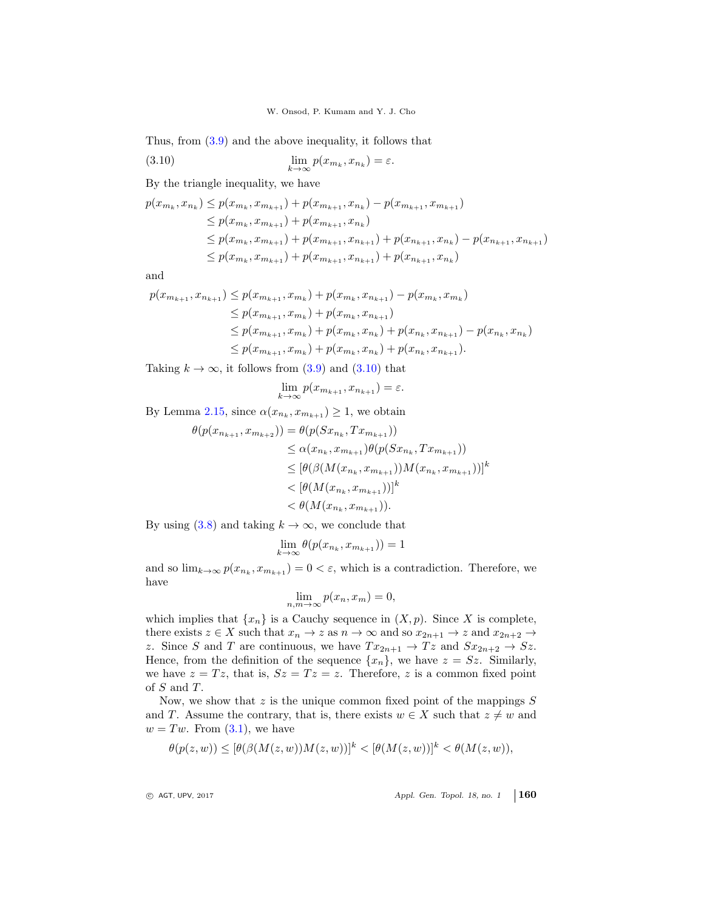Thus, from (3.9) and the above inequality, it follows that

$$\lim_{k\to\infty} p(x_{m_k}, x_{n_k}) = \varepsilon. \tag{3.10}$$

By the triangle inequality, we have

$$\begin{aligned}
p(x_{m_k}, x_{n_k}) &\leq p(x_{m_k}, x_{m_{k+1}}) + p(x_{m_{k+1}}, x_{n_k}) - p(x_{m_{k+1}}, x_{m_{k+1}}) \\
&\leq p(x_{m_k}, x_{m_{k+1}}) + p(x_{m_{k+1}}, x_{n_k}) \\
&\leq p(x_{m_k}, x_{m_{k+1}}) + p(x_{m_{k+1}}, x_{n_{k+1}}) + p(x_{n_{k+1}}, x_{n_k}) - p(x_{n_{k+1}}, x_{n_{k+1}}) \\
&\leq p(x_{m_k}, x_{m_{k+1}}) + p(x_{m_{k+1}}, x_{n_{k+1}}) + p(x_{n_{k+1}}, x_{n_k})
\end{aligned}$$

and

$$\begin{aligned}
p(x_{m_{k+1}}, x_{n_{k+1}}) &\leq p(x_{m_{k+1}}, x_{m_k}) + p(x_{m_k}, x_{n_{k+1}}) - p(x_{m_k}, x_{m_k}) \\
&\leq p(x_{m_{k+1}}, x_{m_k}) + p(x_{m_k}, x_{n_{k+1}}) \\
&\leq p(x_{m_{k+1}}, x_{m_k}) + p(x_{m_k}, x_{n_k}) + p(x_{n_k}, x_{n_{k+1}}) - p(x_{n_k}, x_{n_k}) \\
&\leq p(x_{m_{k+1}}, x_{m_k}) + p(x_{m_k}, x_{n_k}) + p(x_{n_k}, x_{n_{k+1}}).
\end{aligned}$$

Taking $k \to \infty$, it follows from (3.9) and (3.10) that

$$\lim_{k\to\infty} p(x_{m_{k+1}}, x_{n_{k+1}}) = \varepsilon.$$

By Lemma 2.15, since $\alpha(x_{n_k}, x_{m_{k+1}}) \geq 1$, we obtain

$$\begin{aligned}
\theta(p(x_{n_{k+1}}, x_{m_{k+2}})) &= \theta(p(Sx_{n_k}, Tx_{m_{k+1}})) \\
&\leq \alpha(x_{n_k}, x_{m_{k+1}})\theta(p(Sx_{n_k}, Tx_{m_{k+1}})) \\
&\leq [\theta(\beta(M(x_{n_k}, x_{m_{k+1}}))M(x_{n_k}, x_{m_{k+1}}))]^k \\
&< [\theta(M(x_{n_k}, x_{m_{k+1}}))]^k \\
&< \theta(M(x_{n_k}, x_{m_{k+1}})).
\end{aligned}$$

By using (3.8) and taking $k \to \infty$, we conclude that

$$\lim_{k\to\infty} \theta(p(x_{n_k}, x_{m_{k+1}})) = 1$$

and so $\lim_{k\to\infty} p(x_{n_k}, x_{m_{k+1}}) = 0 < \varepsilon$, which is a contradiction. Therefore, we have

$$\lim_{n,m\to\infty} p(x_n, x_m) = 0,$$

which implies that $\{x_n\}$ is a Cauchy sequence in $(X, p)$. Since $X$ is complete, there exists $z \in X$ such that $x_n \to z$ as $n \to \infty$ and so $x_{2n+1} \to z$ and $x_{2n+2} \to z$. Since $S$ and $T$ are continuous, we have $Tx_{2n+1} \to Tz$ and $Sx_{2n+2} \to Sz$. Hence, from the definition of the sequence $\{x_n\}$, we have $z = Sz$. Similarly, we have $z = Tz$, that is, $Sz = Tz = z$. Therefore, $z$ is a common fixed point of $S$ and $T$.

Now, we show that $z$ is the unique common fixed point of the mappings $S$ and $T$. Assume the contrary, that is, there exists $w \in X$ such that $z \neq w$ and $w = Tw$. From (3.1), we have

$$\theta(p(z, w)) \leq [\theta(\beta(M(z, w))M(z, w))]^k < [\theta(M(z, w))]^k < \theta(M(z, w)),$$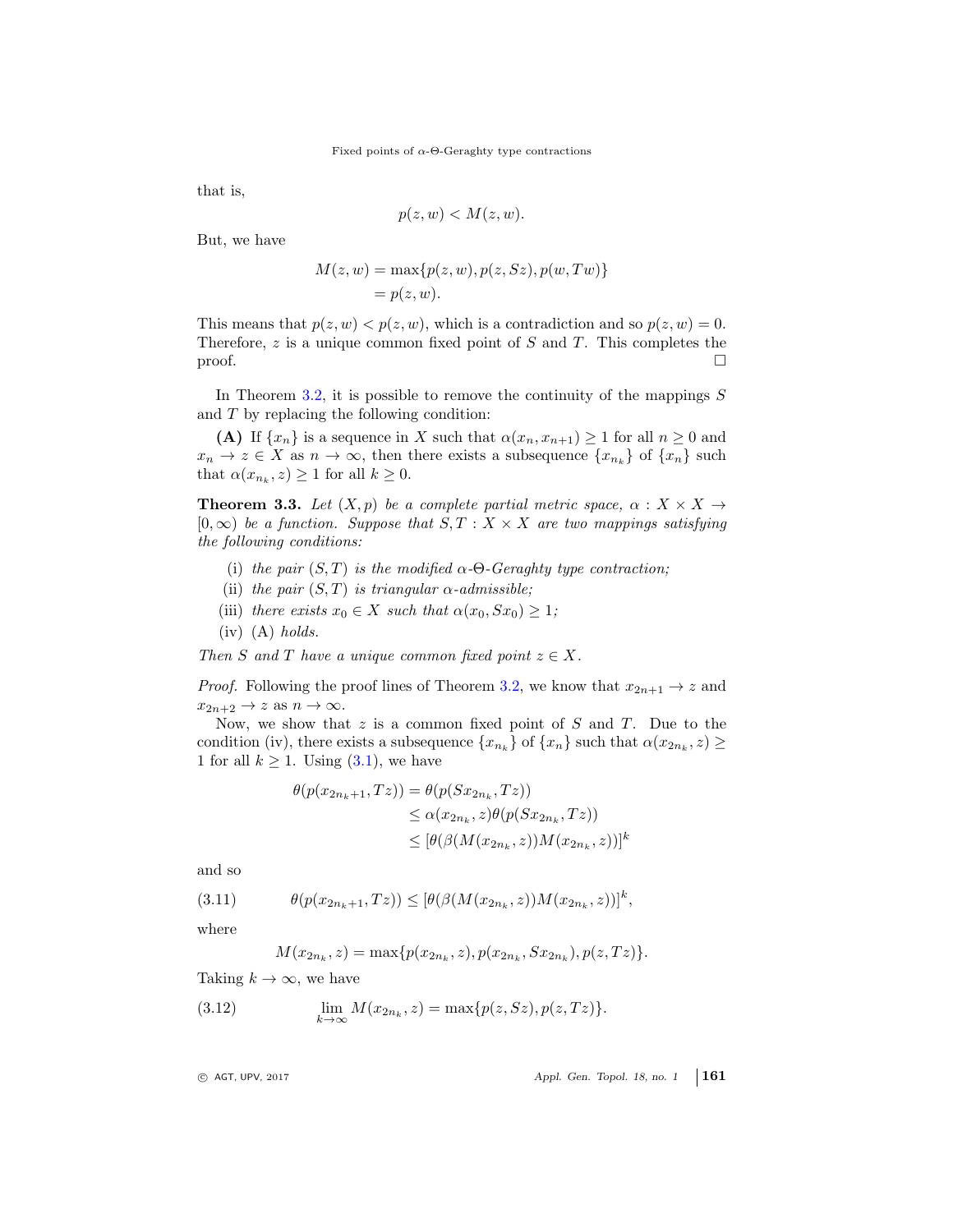that is,

$$p(z,w) < M(z,w).$$

But, we have

$$\begin{aligned} M(z,w) &= \max\{p(z,w), p(z,Sz), p(w,Tw)\} \\ &= p(z,w). \end{aligned}$$

This means that $p(z,w) < p(z,w)$, which is a contradiction and so $p(z,w) = 0$. Therefore, $z$ is a unique common fixed point of $S$ and $T$. This completes the proof. ∎

In Theorem 3.2, it is possible to remove the continuity of the mappings $S$ and $T$ by replacing the following condition:

**(A)** If $\{x_n\}$ is a sequence in $X$ such that $\alpha(x_n, x_{n+1}) \geq 1$ for all $n \geq 0$ and $x_n \to z \in X$ as $n \to \infty$, then there exists a subsequence $\{x_{n_k}\}$ of $\{x_n\}$ such that $\alpha(x_{n_k}, z) \geq 1$ for all $k \geq 0$.

**Theorem 3.3.** *Let $(X,p)$ be a complete partial metric space, $\alpha : X \times X \to [0,\infty)$ be a function. Suppose that $S,T : X \times X$ are two mappings satisfying the following conditions:*

- (i) *the pair $(S,T)$ is the modified $\alpha$-$\Theta$-Geraghty type contraction;*
- (ii) *the pair $(S,T)$ is triangular $\alpha$-admissible;*
- (iii) *there exists $x_0 \in X$ such that $\alpha(x_0, Sx_0) \geq 1$;*
- (iv) *(A) holds.*

*Then $S$ and $T$ have a unique common fixed point $z \in X$.*

*Proof.* Following the proof lines of Theorem 3.2, we know that $x_{2n+1} \to z$ and $x_{2n+2} \to z$ as $n \to \infty$.

Now, we show that $z$ is a common fixed point of $S$ and $T$. Due to the condition (iv), there exists a subsequence $\{x_{n_k}\}$ of $\{x_n\}$ such that $\alpha(x_{2n_k}, z) \geq 1$ for all $k \geq 1$. Using (3.1), we have

$$\begin{aligned} \theta(p(x_{2n_k+1}, Tz)) &= \theta(p(Sx_{2n_k}, Tz)) \\ &\leq \alpha(x_{2n_k}, z)\theta(p(Sx_{2n_k}, Tz)) \\ &\leq [\theta(\beta(M(x_{2n_k}, z))M(x_{2n_k}, z))]^k \end{aligned}$$

and so

$$\theta(p(x_{2n_k+1}, Tz)) \leq [\theta(\beta(M(x_{2n_k}, z))M(x_{2n_k}, z))]^k, \tag{3.11}$$

where

$$M(x_{2n_k}, z) = \max\{p(x_{2n_k}, z), p(x_{2n_k}, Sx_{2n_k}), p(z, Tz)\}.$$

Taking $k \to \infty$, we have

$$\lim_{k\to\infty} M(x_{2n_k}, z) = \max\{p(z,Sz), p(z,Tz)\}. \tag{3.12}$$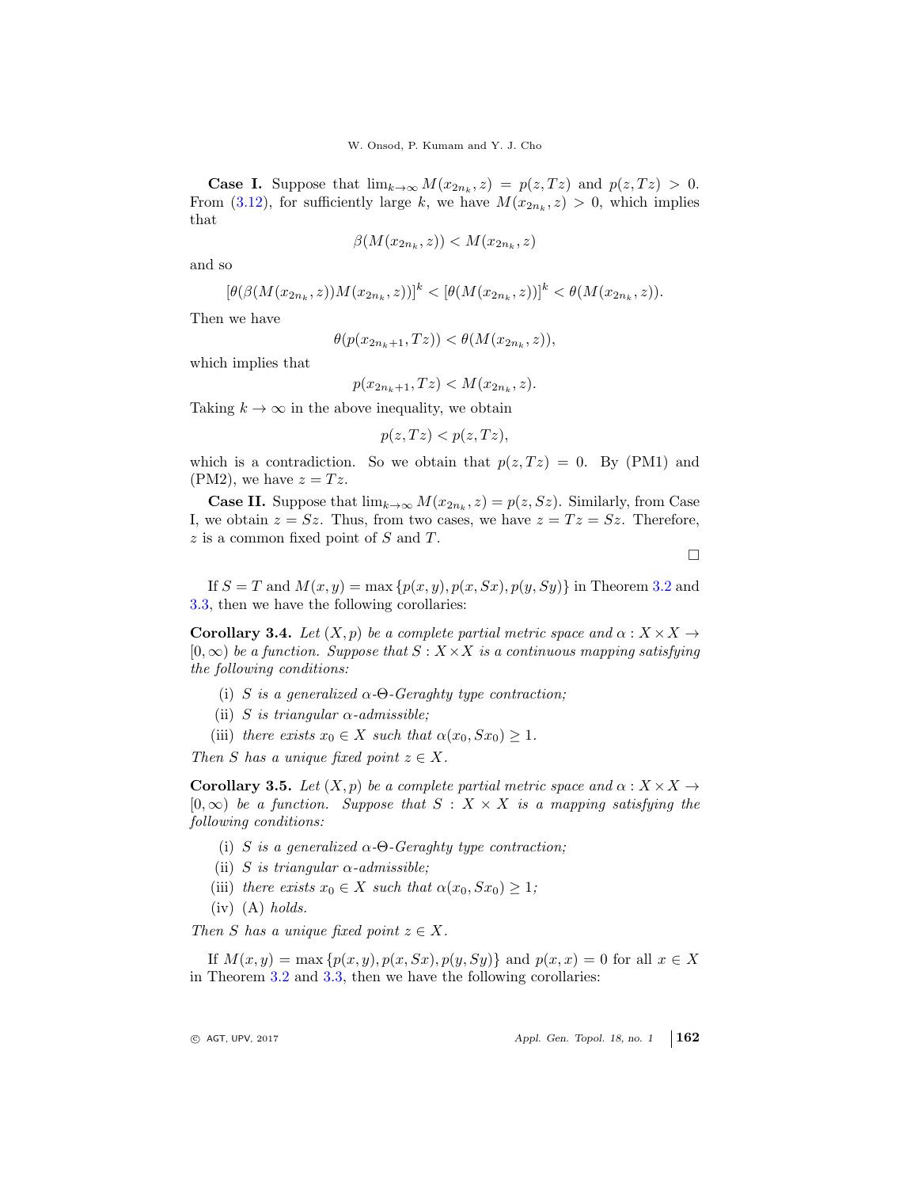**Case I.** Suppose that $\lim_{k\to\infty} M(x_{2n_k}, z) = p(z, Tz)$ and $p(z, Tz) > 0$. From (3.12), for sufficiently large $k$, we have $M(x_{2n_k}, z) > 0$, which implies that

$$\beta(M(x_{2n_k}, z)) < M(x_{2n_k}, z)$$

and so

$$[\theta(\beta(M(x_{2n_k}, z))M(x_{2n_k}, z))]^k < [\theta(M(x_{2n_k}, z))]^k < \theta(M(x_{2n_k}, z)).$$

Then we have

$$\theta(p(x_{2n_k+1}, Tz)) < \theta(M(x_{2n_k}, z)),$$

which implies that

$$p(x_{2n_k+1}, Tz) < M(x_{2n_k}, z).$$

Taking $k \to \infty$ in the above inequality, we obtain

$$p(z, Tz) < p(z, Tz),$$

which is a contradiction. So we obtain that $p(z, Tz) = 0$. By (PM1) and (PM2), we have $z = Tz$.

**Case II.** Suppose that $\lim_{k\to\infty} M(x_{2n_k}, z) = p(z, Sz)$. Similarly, from Case I, we obtain $z = Sz$. Thus, from two cases, we have $z = Tz = Sz$. Therefore, $z$ is a common fixed point of $S$ and $T$.

□

If $S = T$ and $M(x, y) = \max\{p(x, y), p(x, Sx), p(y, Sy)\}$ in Theorem 3.2 and 3.3, then we have the following corollaries:

**Corollary 3.4.** *Let $(X, p)$ be a complete partial metric space and $\alpha : X \times X \to [0, \infty)$ be a function. Suppose that $S : X \times X$ is a continuous mapping satisfying the following conditions:*

(i) *$S$ is a generalized $\alpha$-$\Theta$-Geraghty type contraction;*
(ii) *$S$ is triangular $\alpha$-admissible;*
(iii) *there exists $x_0 \in X$ such that $\alpha(x_0, Sx_0) \geq 1$.*

*Then $S$ has a unique fixed point $z \in X$.*

**Corollary 3.5.** *Let $(X, p)$ be a complete partial metric space and $\alpha : X \times X \to [0, \infty)$ be a function. Suppose that $S : X \times X$ is a mapping satisfying the following conditions:*

(i) *$S$ is a generalized $\alpha$-$\Theta$-Geraghty type contraction;*
(ii) *$S$ is triangular $\alpha$-admissible;*
(iii) *there exists $x_0 \in X$ such that $\alpha(x_0, Sx_0) \geq 1$;*
(iv) *(A) holds.*

*Then $S$ has a unique fixed point $z \in X$.*

If $M(x, y) = \max\{p(x, y), p(x, Sx), p(y, Sy)\}$ and $p(x, x) = 0$ for all $x \in X$ in Theorem 3.2 and 3.3, then we have the following corollaries: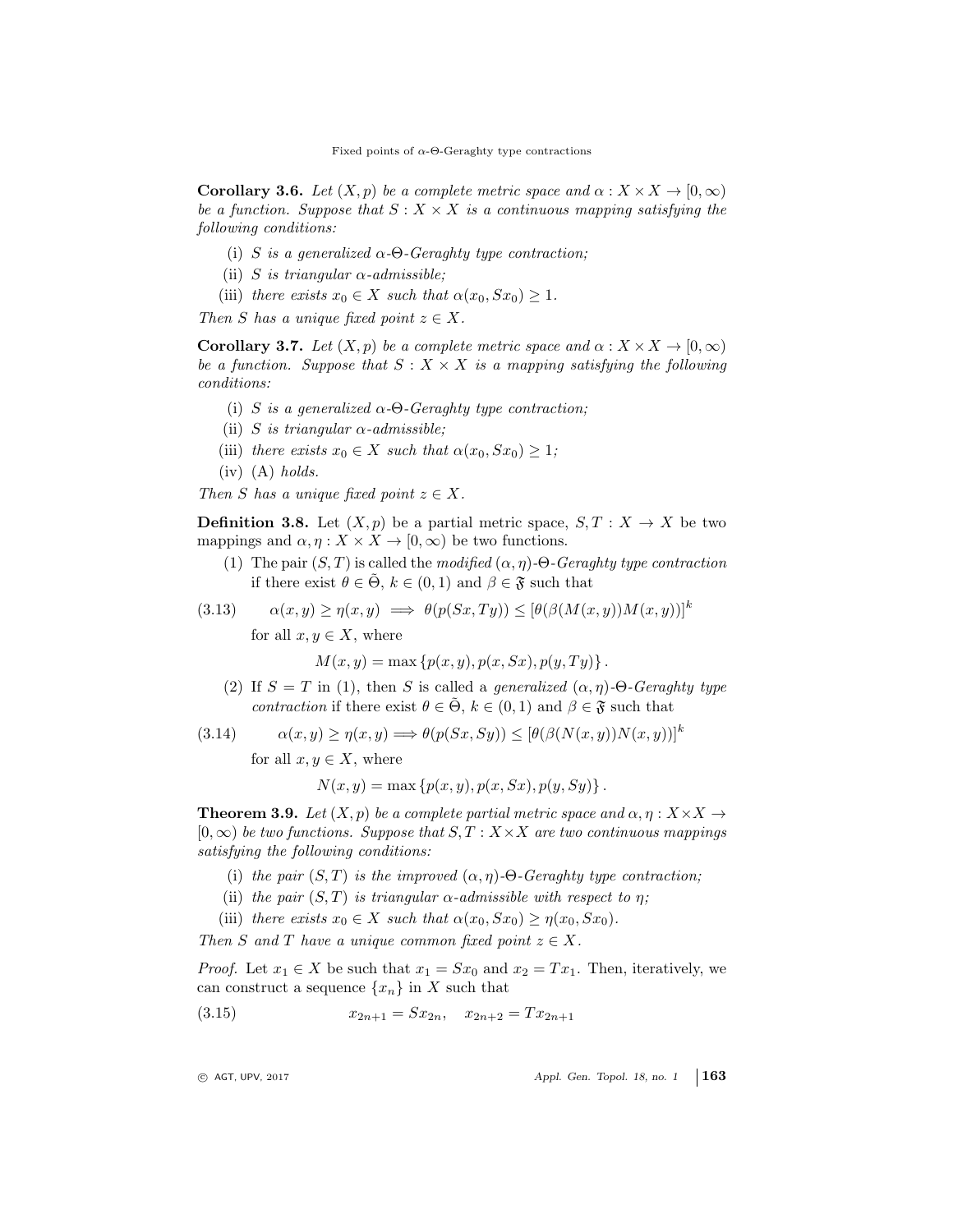**Corollary 3.6.** *Let $(X, p)$ be a complete metric space and $\alpha : X \times X \to [0, \infty)$ be a function. Suppose that $S : X \times X$ is a continuous mapping satisfying the following conditions:*

- (i) *$S$ is a generalized $\alpha$-$\Theta$-Geraghty type contraction;*
- (ii) *$S$ is triangular $\alpha$-admissible;*
- (iii) *there exists $x_0 \in X$ such that $\alpha(x_0, Sx_0) \geq 1$.*

*Then $S$ has a unique fixed point $z \in X$.*

**Corollary 3.7.** *Let $(X, p)$ be a complete metric space and $\alpha : X \times X \to [0, \infty)$ be a function. Suppose that $S : X \times X$ is a mapping satisfying the following conditions:*

- (i) *$S$ is a generalized $\alpha$-$\Theta$-Geraghty type contraction;*
- (ii) *$S$ is triangular $\alpha$-admissible;*
- (iii) *there exists $x_0 \in X$ such that $\alpha(x_0, Sx_0) \geq 1$;*
- (iv) *(A) holds.*

*Then $S$ has a unique fixed point $z \in X$.*

**Definition 3.8.** Let $(X, p)$ be a partial metric space, $S, T : X \to X$ be two mappings and $\alpha, \eta : X \times X \to [0, \infty)$ be two functions.

(1) The pair $(S, T)$ is called the *modified $(\alpha, \eta)$-$\Theta$-Geraghty type contraction* if there exist $\theta \in \tilde{\Theta}$, $k \in (0, 1)$ and $\beta \in \mathfrak{F}$ such that

$$\alpha(x, y) \geq \eta(x, y) \implies \theta(p(Sx, Ty)) \leq [\theta(\beta(M(x, y))M(x, y))]^k \tag{3.13}$$

for all $x, y \in X$, where

$$M(x, y) = \max\{p(x, y), p(x, Sx), p(y, Ty)\}.$$

(2) If $S = T$ in (1), then $S$ is called a *generalized $(\alpha, \eta)$-$\Theta$-Geraghty type contraction* if there exist $\theta \in \tilde{\Theta}$, $k \in (0, 1)$ and $\beta \in \mathfrak{F}$ such that

$$\alpha(x, y) \geq \eta(x, y) \Longrightarrow \theta(p(Sx, Sy)) \leq [\theta(\beta(N(x, y))N(x, y))]^k \tag{3.14}$$

for all $x, y \in X$, where

$$N(x, y) = \max\{p(x, y), p(x, Sx), p(y, Sy)\}.$$

**Theorem 3.9.** *Let $(X, p)$ be a complete partial metric space and $\alpha, \eta : X \times X \to [0, \infty)$ be two functions. Suppose that $S, T : X \times X$ are two continuous mappings satisfying the following conditions:*

- (i) *the pair $(S, T)$ is the improved $(\alpha, \eta)$-$\Theta$-Geraghty type contraction;*
- (ii) *the pair $(S, T)$ is triangular $\alpha$-admissible with respect to $\eta$;*
- (iii) *there exists $x_0 \in X$ such that $\alpha(x_0, Sx_0) \geq \eta(x_0, Sx_0)$.*

*Then $S$ and $T$ have a unique common fixed point $z \in X$.*

*Proof.* Let $x_1 \in X$ be such that $x_1 = Sx_0$ and $x_2 = Tx_1$. Then, iteratively, we can construct a sequence $\{x_n\}$ in $X$ such that

$$x_{2n+1} = Sx_{2n}, \quad x_{2n+2} = Tx_{2n+1} \tag{3.15}$$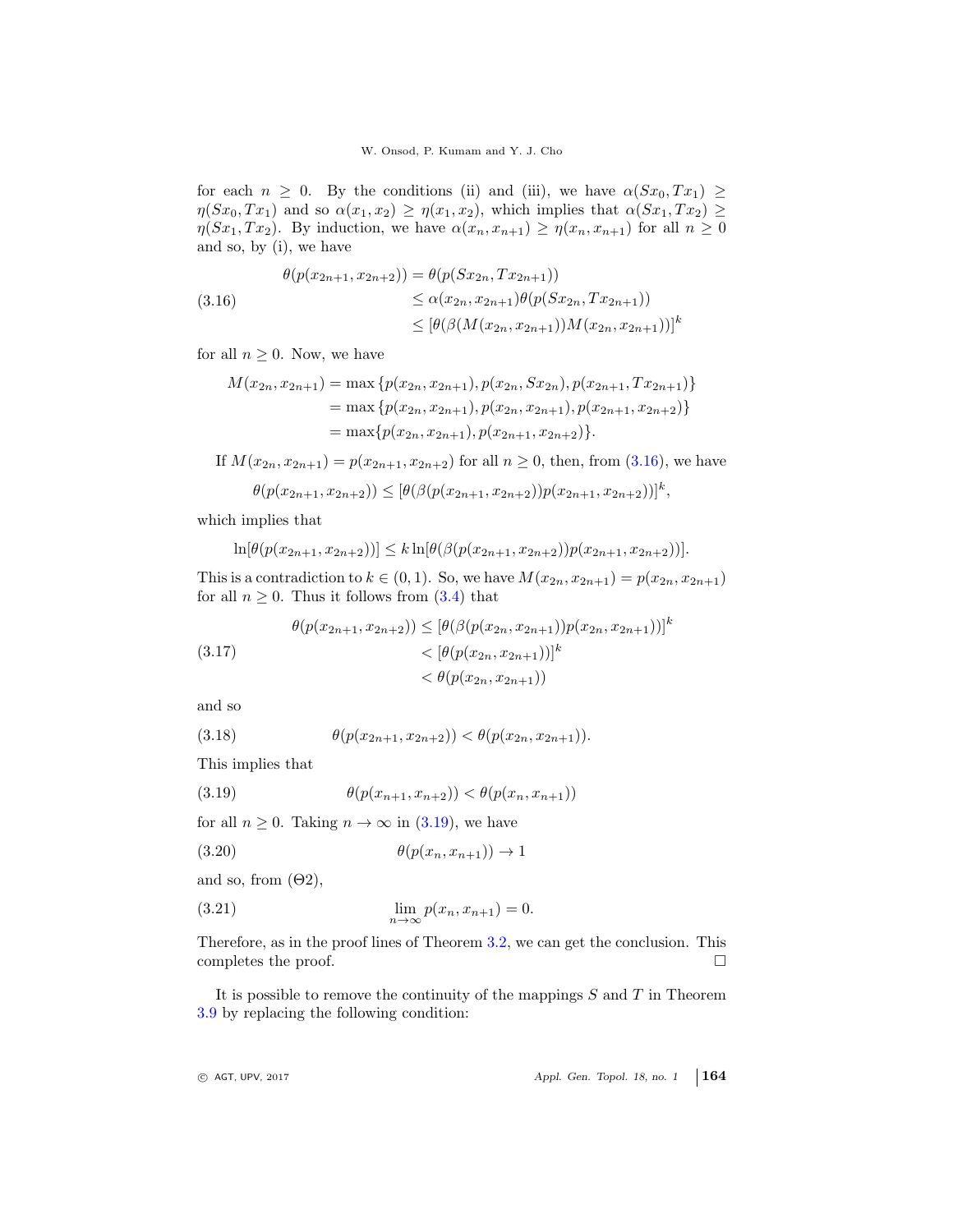for each $n \geq 0$. By the conditions (ii) and (iii), we have $\alpha(Sx_0, Tx_1) \geq \eta(Sx_0, Tx_1)$ and so $\alpha(x_1, x_2) \geq \eta(x_1, x_2)$, which implies that $\alpha(Sx_1, Tx_2) \geq \eta(Sx_1, Tx_2)$. By induction, we have $\alpha(x_n, x_{n+1}) \geq \eta(x_n, x_{n+1})$ for all $n \geq 0$ and so, by (i), we have

$$
\begin{aligned}
\theta(p(x_{2n+1}, x_{2n+2})) &= \theta(p(Sx_{2n}, Tx_{2n+1})) \\
&\leq \alpha(x_{2n}, x_{2n+1})\theta(p(Sx_{2n}, Tx_{2n+1})) \\
&\leq [\theta(\beta(M(x_{2n}, x_{2n+1}))M(x_{2n}, x_{2n+1}))]^k
\end{aligned}
\tag{3.16}
$$

for all $n \geq 0$. Now, we have

$$
\begin{aligned}
M(x_{2n}, x_{2n+1}) &= \max\{p(x_{2n}, x_{2n+1}), p(x_{2n}, Sx_{2n}), p(x_{2n+1}, Tx_{2n+1})\} \\
&= \max\{p(x_{2n}, x_{2n+1}), p(x_{2n}, x_{2n+1}), p(x_{2n+1}, x_{2n+2})\} \\
&= \max\{p(x_{2n}, x_{2n+1}), p(x_{2n+1}, x_{2n+2})\}.
\end{aligned}
$$

If $M(x_{2n}, x_{2n+1}) = p(x_{2n+1}, x_{2n+2})$ for all $n \geq 0$, then, from (3.16), we have

$$
\theta(p(x_{2n+1}, x_{2n+2})) \leq [\theta(\beta(p(x_{2n+1}, x_{2n+2}))p(x_{2n+1}, x_{2n+2}))]^k,
$$

which implies that

$$
\ln[\theta(p(x_{2n+1}, x_{2n+2}))] \leq k \ln[\theta(\beta(p(x_{2n+1}, x_{2n+2}))p(x_{2n+1}, x_{2n+2}))].
$$

This is a contradiction to $k \in (0, 1)$. So, we have $M(x_{2n}, x_{2n+1}) = p(x_{2n}, x_{2n+1})$ for all $n \geq 0$. Thus it follows from (3.4) that

$$
\begin{aligned}
\theta(p(x_{2n+1}, x_{2n+2})) &\leq [\theta(\beta(p(x_{2n}, x_{2n+1}))p(x_{2n}, x_{2n+1}))]^k \\
&< [\theta(p(x_{2n}, x_{2n+1}))]^k \\
&< \theta(p(x_{2n}, x_{2n+1}))
\end{aligned}
\tag{3.17}
$$

and so

$$
\theta(p(x_{2n+1}, x_{2n+2})) < \theta(p(x_{2n}, x_{2n+1})). \tag{3.18}
$$

This implies that

$$
\theta(p(x_{n+1}, x_{n+2})) < \theta(p(x_n, x_{n+1})) \tag{3.19}
$$

for all $n \geq 0$. Taking $n \to \infty$ in (3.19), we have

$$
\theta(p(x_n, x_{n+1})) \to 1 \tag{3.20}
$$

and so, from $(\Theta 2)$,

$$
\lim_{n \to \infty} p(x_n, x_{n+1}) = 0. \tag{3.21}
$$

Therefore, as in the proof lines of Theorem 3.2, we can get the conclusion. This completes the proof. $\square$

It is possible to remove the continuity of the mappings $S$ and $T$ in Theorem 3.9 by replacing the following condition: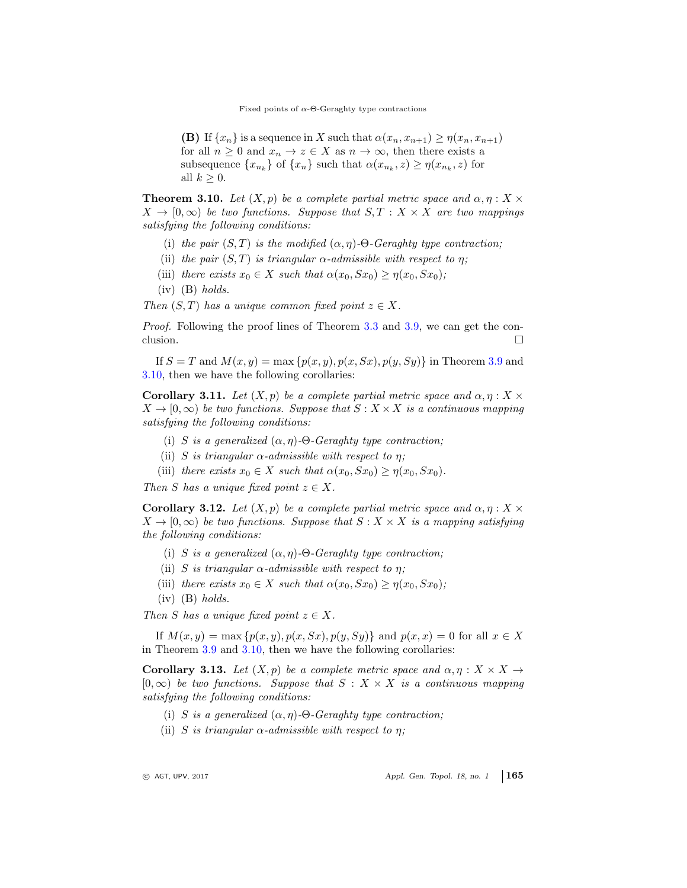**(B)** If $\{x_n\}$ is a sequence in $X$ such that $\alpha(x_n, x_{n+1}) \geq \eta(x_n, x_{n+1})$ for all $n \geq 0$ and $x_n \to z \in X$ as $n \to \infty$, then there exists a subsequence $\{x_{n_k}\}$ of $\{x_n\}$ such that $\alpha(x_{n_k}, z) \geq \eta(x_{n_k}, z)$ for all $k \geq 0$.

**Theorem 3.10.** *Let $(X,p)$ be a complete partial metric space and $\alpha, \eta : X \times X \to [0,\infty)$ be two functions. Suppose that $S, T : X \times X$ are two mappings satisfying the following conditions:*

(i) *the pair $(S,T)$ is the modified $(\alpha,\eta)$-$\Theta$-Geraghty type contraction;*

(ii) *the pair $(S,T)$ is triangular $\alpha$-admissible with respect to $\eta$;*

(iii) *there exists $x_0 \in X$ such that $\alpha(x_0, Sx_0) \geq \eta(x_0, Sx_0)$;*

(iv) (B) *holds.*

*Then $(S,T)$ has a unique common fixed point $z \in X$.*

*Proof.* Following the proof lines of Theorem 3.3 and 3.9, we can get the conclusion. □

If $S = T$ and $M(x,y) = \max\{p(x,y), p(x,Sx), p(y,Sy)\}$ in Theorem 3.9 and 3.10, then we have the following corollaries:

**Corollary 3.11.** *Let $(X,p)$ be a complete partial metric space and $\alpha, \eta : X \times X \to [0,\infty)$ be two functions. Suppose that $S : X \times X$ is a continuous mapping satisfying the following conditions:*

(i) *$S$ is a generalized $(\alpha,\eta)$-$\Theta$-Geraghty type contraction;*

(ii) *$S$ is triangular $\alpha$-admissible with respect to $\eta$;*

(iii) *there exists $x_0 \in X$ such that $\alpha(x_0, Sx_0) \geq \eta(x_0, Sx_0)$.*

*Then $S$ has a unique fixed point $z \in X$.*

**Corollary 3.12.** *Let $(X,p)$ be a complete partial metric space and $\alpha, \eta : X \times X \to [0,\infty)$ be two functions. Suppose that $S : X \times X$ is a mapping satisfying the following conditions:*

(i) *$S$ is a generalized $(\alpha,\eta)$-$\Theta$-Geraghty type contraction;*

(ii) *$S$ is triangular $\alpha$-admissible with respect to $\eta$;*

(iii) *there exists $x_0 \in X$ such that $\alpha(x_0, Sx_0) \geq \eta(x_0, Sx_0)$;*

(iv) (B) *holds.*

*Then $S$ has a unique fixed point $z \in X$.*

If $M(x,y) = \max\{p(x,y), p(x,Sx), p(y,Sy)\}$ and $p(x,x) = 0$ for all $x \in X$ in Theorem 3.9 and 3.10, then we have the following corollaries:

**Corollary 3.13.** *Let $(X,p)$ be a complete metric space and $\alpha, \eta : X \times X \to [0,\infty)$ be two functions. Suppose that $S : X \times X$ is a continuous mapping satisfying the following conditions:*

(i) *$S$ is a generalized $(\alpha,\eta)$-$\Theta$-Geraghty type contraction;*

(ii) *$S$ is triangular $\alpha$-admissible with respect to $\eta$;*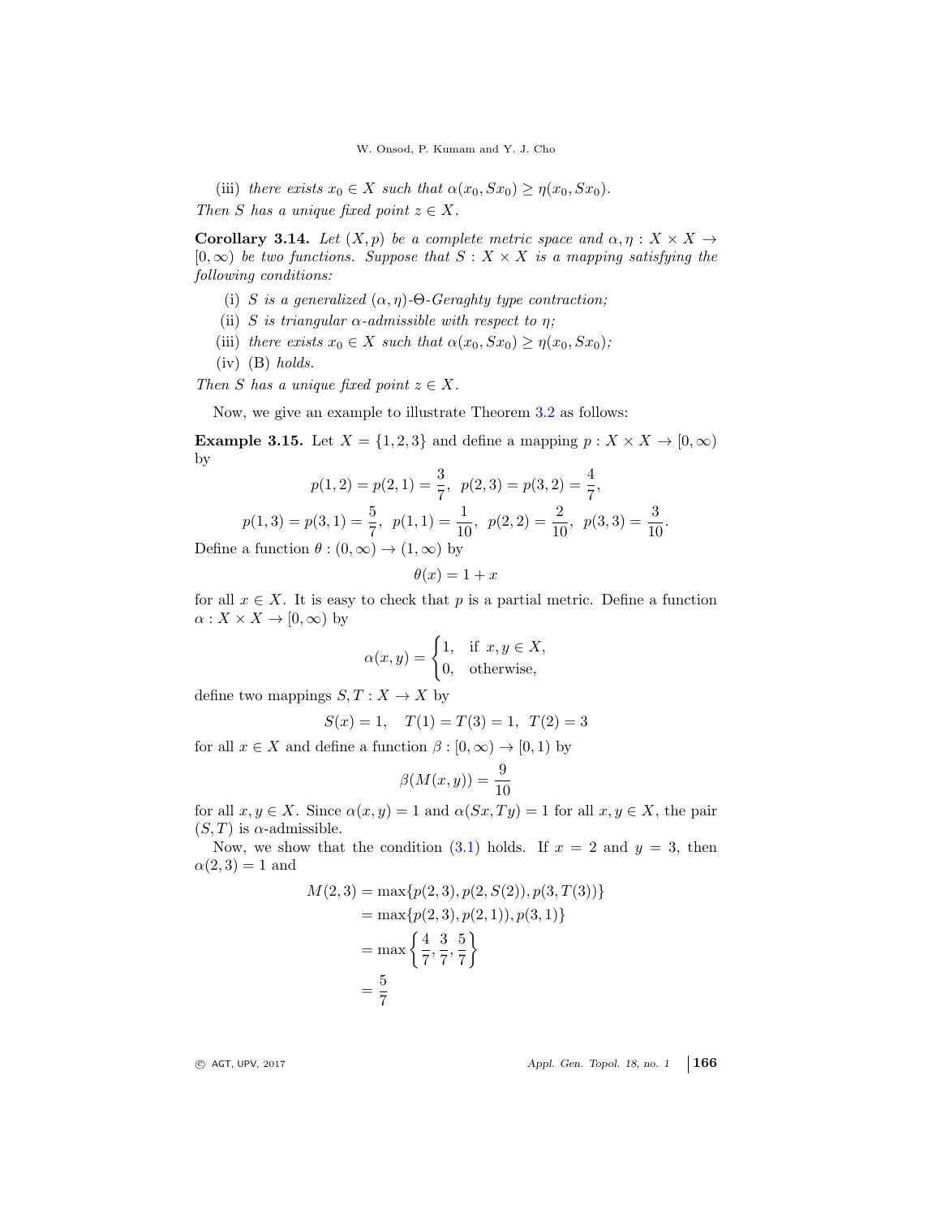(iii) *there exists* $x_0 \in X$ *such that* $\alpha(x_0, Sx_0) \geq \eta(x_0, Sx_0)$.

*Then* $S$ *has a unique fixed point* $z \in X$.

**Corollary 3.14.** *Let* $(X, p)$ *be a complete metric space and* $\alpha, \eta : X \times X \to [0, \infty)$ *be two functions. Suppose that* $S : X \times X$ *is a mapping satisfying the following conditions:*

(i) $S$ *is a generalized* $(\alpha, \eta)$*-*$\Theta$*-Geraghty type contraction;*

(ii) $S$ *is triangular* $\alpha$*-admissible with respect to* $\eta$*;*

(iii) *there exists* $x_0 \in X$ *such that* $\alpha(x_0, Sx_0) \geq \eta(x_0, Sx_0)$*;*

(iv) (B) *holds.*

*Then* $S$ *has a unique fixed point* $z \in X$.

Now, we give an example to illustrate Theorem 3.2 as follows:

**Example 3.15.** Let $X = \{1, 2, 3\}$ and define a mapping $p : X \times X \to [0, \infty)$ by

$$p(1,2) = p(2,1) = \frac{3}{7}, \ \ p(2,3) = p(3,2) = \frac{4}{7},$$

$$p(1,3) = p(3,1) = \frac{5}{7}, \ \ p(1,1) = \frac{1}{10}, \ \ p(2,2) = \frac{2}{10}, \ \ p(3,3) = \frac{3}{10}.$$

Define a function $\theta : (0, \infty) \to (1, \infty)$ by

$$\theta(x) = 1 + x$$

for all $x \in X$. It is easy to check that $p$ is a partial metric. Define a function $\alpha : X \times X \to [0, \infty)$ by

$$\alpha(x, y) = \begin{cases} 1, & \text{if } x, y \in X, \\ 0, & \text{otherwise,} \end{cases}$$

define two mappings $S, T : X \to X$ by

$$S(x) = 1, \quad T(1) = T(3) = 1, \ \ T(2) = 3$$

for all $x \in X$ and define a function $\beta : [0, \infty) \to [0, 1)$ by

$$\beta(M(x, y)) = \frac{9}{10}$$

for all $x, y \in X$. Since $\alpha(x, y) = 1$ and $\alpha(Sx, Ty) = 1$ for all $x, y \in X$, the pair $(S, T)$ is $\alpha$-admissible.

Now, we show that the condition (3.1) holds. If $x = 2$ and $y = 3$, then $\alpha(2, 3) = 1$ and

$$\begin{aligned} M(2,3) &= \max\{p(2,3), p(2, S(2)), p(3, T(3))\} \\ &= \max\{p(2,3), p(2,1)), p(3,1)\} \\ &= \max\left\{\frac{4}{7}, \frac{3}{7}, \frac{5}{7}\right\} \\ &= \frac{5}{7} \end{aligned}$$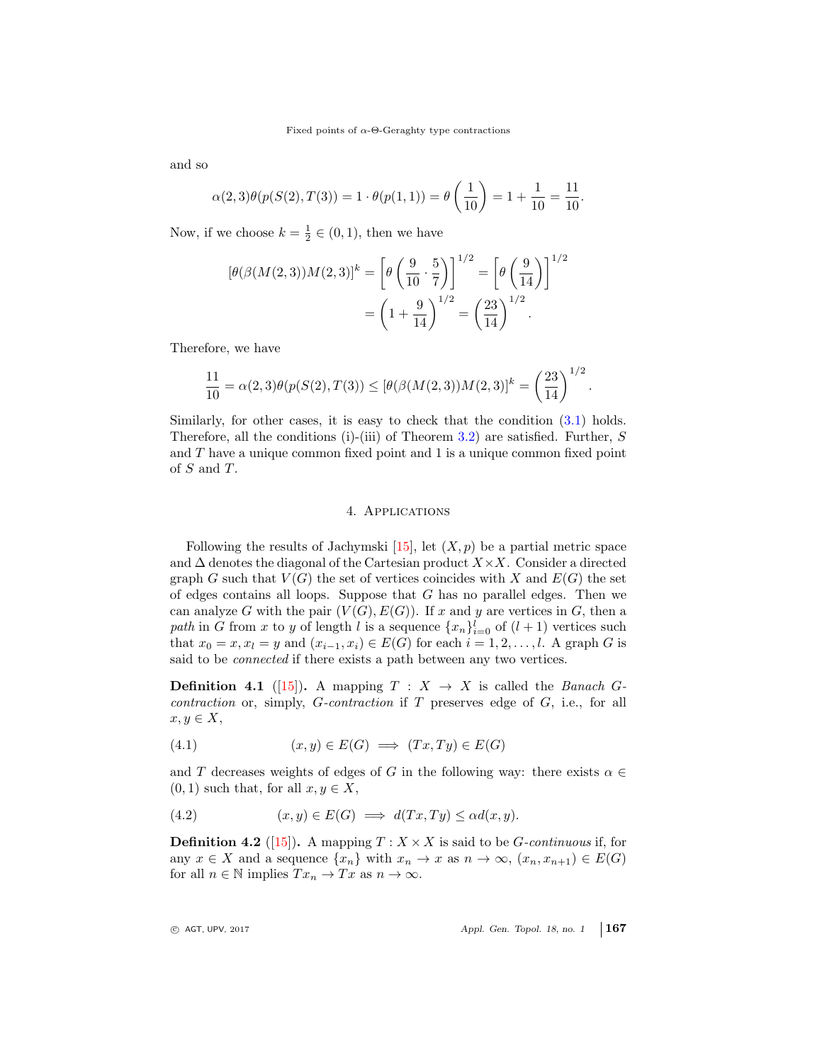and so

$$\alpha(2,3)\theta(p(S(2),T(3)) = 1 \cdot \theta(p(1,1)) = \theta\left(\frac{1}{10}\right) = 1 + \frac{1}{10} = \frac{11}{10}.$$

Now, if we choose $k = \frac{1}{2} \in (0,1)$, then we have

$$\begin{aligned}
[\theta(\beta(M(2,3))M(2,3)]^k &= \left[\theta\left(\frac{9}{10}\cdot\frac{5}{7}\right)\right]^{1/2} = \left[\theta\left(\frac{9}{14}\right)\right]^{1/2} \\
&= \left(1 + \frac{9}{14}\right)^{1/2} = \left(\frac{23}{14}\right)^{1/2}.
\end{aligned}$$

Therefore, we have

$$\frac{11}{10} = \alpha(2,3)\theta(p(S(2),T(3)) \leq [\theta(\beta(M(2,3))M(2,3)]^k = \left(\frac{23}{14}\right)^{1/2}.$$

Similarly, for other cases, it is easy to check that the condition (3.1) holds. Therefore, all the conditions (i)-(iii) of Theorem 3.2) are satisfied. Further, $S$ and $T$ have a unique common fixed point and 1 is a unique common fixed point of $S$ and $T$.

## 4. Applications

Following the results of Jachymski [15], let $(X, p)$ be a partial metric space and $\Delta$ denotes the diagonal of the Cartesian product $X \times X$. Consider a directed graph $G$ such that $V(G)$ the set of vertices coincides with $X$ and $E(G)$ the set of edges contains all loops. Suppose that $G$ has no parallel edges. Then we can analyze $G$ with the pair $(V(G), E(G))$. If $x$ and $y$ are vertices in $G$, then a *path* in $G$ from $x$ to $y$ of length $l$ is a sequence $\{x_n\}_{i=0}^{l}$ of $(l+1)$ vertices such that $x_0 = x, x_l = y$ and $(x_{i-1}, x_i) \in E(G)$ for each $i = 1, 2, \ldots, l$. A graph $G$ is said to be *connected* if there exists a path between any two vertices.

**Definition 4.1** ([15])**.** A mapping $T : X \to X$ is called the *Banach $G$-contraction* or, simply, *$G$-contraction* if $T$ preserves edge of $G$, i.e., for all $x, y \in X$,

$$(x,y) \in E(G) \implies (Tx, Ty) \in E(G) \tag{4.1}$$

and $T$ decreases weights of edges of $G$ in the following way: there exists $\alpha \in (0,1)$ such that, for all $x, y \in X$,

$$(x,y) \in E(G) \implies d(Tx, Ty) \leq \alpha d(x,y). \tag{4.2}$$

**Definition 4.2** ([15])**.** A mapping $T : X \times X$ is said to be *$G$-continuous* if, for any $x \in X$ and a sequence $\{x_n\}$ with $x_n \to x$ as $n \to \infty$, $(x_n, x_{n+1}) \in E(G)$ for all $n \in \mathbb{N}$ implies $Tx_n \to Tx$ as $n \to \infty$.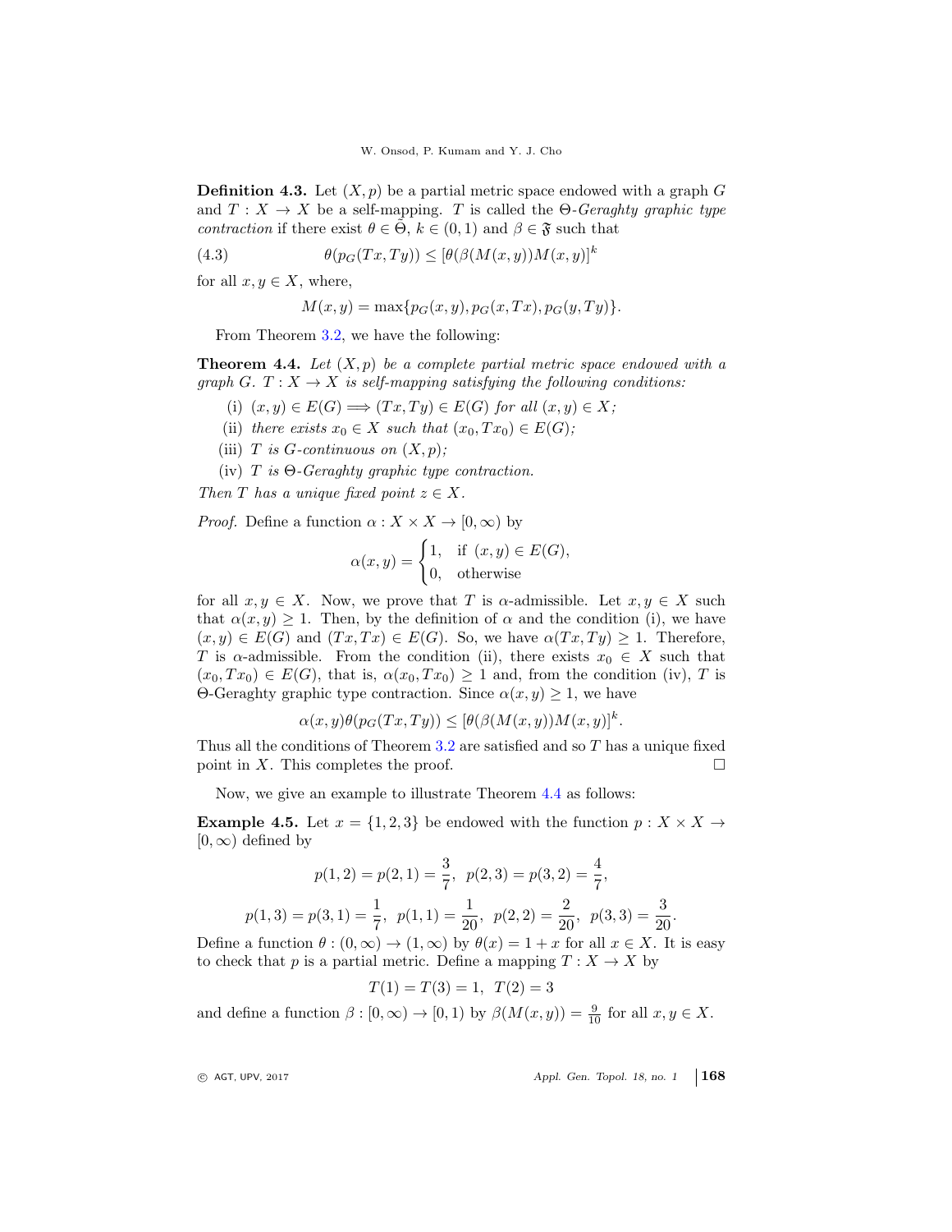**Definition 4.3.** Let $(X,p)$ be a partial metric space endowed with a graph $G$ and $T : X \to X$ be a self-mapping. $T$ is called the *$\Theta$-Geraghty graphic type contraction* if there exist $\theta \in \tilde{\Theta}$, $k \in (0,1)$ and $\beta \in \mathfrak{F}$ such that

$$\theta(p_G(Tx,Ty)) \leq [\theta(\beta(M(x,y))M(x,y)]^k \tag{4.3}$$

for all $x, y \in X$, where,

$$M(x,y) = \max\{p_G(x,y), p_G(x,Tx), p_G(y,Ty)\}.$$

From Theorem 3.2, we have the following:

**Theorem 4.4.** *Let $(X,p)$ be a complete partial metric space endowed with a graph $G$. $T : X \to X$ is self-mapping satisfying the following conditions:*

(i) *$(x,y) \in E(G) \Longrightarrow (Tx,Ty) \in E(G)$ for all $(x,y) \in X$;*

(ii) *there exists $x_0 \in X$ such that $(x_0, Tx_0) \in E(G)$;*

(iii) *$T$ is $G$-continuous on $(X,p)$;*

(iv) *$T$ is $\Theta$-Geraghty graphic type contraction.*

*Then $T$ has a unique fixed point $z \in X$.*

*Proof.* Define a function $\alpha : X \times X \to [0,\infty)$ by

$$\alpha(x,y) = \begin{cases} 1, & \text{if } (x,y) \in E(G), \\ 0, & \text{otherwise} \end{cases}$$

for all $x, y \in X$. Now, we prove that $T$ is $\alpha$-admissible. Let $x, y \in X$ such that $\alpha(x,y) \geq 1$. Then, by the definition of $\alpha$ and the condition (i), we have $(x,y) \in E(G)$ and $(Tx,Tx) \in E(G)$. So, we have $\alpha(Tx,Ty) \geq 1$. Therefore, $T$ is $\alpha$-admissible. From the condition (ii), there exists $x_0 \in X$ such that $(x_0, Tx_0) \in E(G)$, that is, $\alpha(x_0, Tx_0) \geq 1$ and, from the condition (iv), $T$ is $\Theta$-Geraghty graphic type contraction. Since $\alpha(x,y) \geq 1$, we have

$$\alpha(x,y)\theta(p_G(Tx,Ty)) \leq [\theta(\beta(M(x,y))M(x,y)]^k.$$

Thus all the conditions of Theorem 3.2 are satisfied and so $T$ has a unique fixed point in $X$. This completes the proof. $\square$

Now, we give an example to illustrate Theorem 4.4 as follows:

**Example 4.5.** Let $x = \{1,2,3\}$ be endowed with the function $p : X \times X \to [0,\infty)$ defined by

$$p(1,2) = p(2,1) = \frac{3}{7}, \;\; p(2,3) = p(3,2) = \frac{4}{7},$$

$$p(1,3) = p(3,1) = \frac{1}{7}, \;\; p(1,1) = \frac{1}{20}, \;\; p(2,2) = \frac{2}{20}, \;\; p(3,3) = \frac{3}{20}.$$

Define a function $\theta : (0,\infty) \to (1,\infty)$ by $\theta(x) = 1 + x$ for all $x \in X$. It is easy to check that $p$ is a partial metric. Define a mapping $T : X \to X$ by

$$T(1) = T(3) = 1, \;\; T(2) = 3$$

and define a function $\beta : [0,\infty) \to [0,1)$ by $\beta(M(x,y)) = \frac{9}{10}$ for all $x, y \in X$.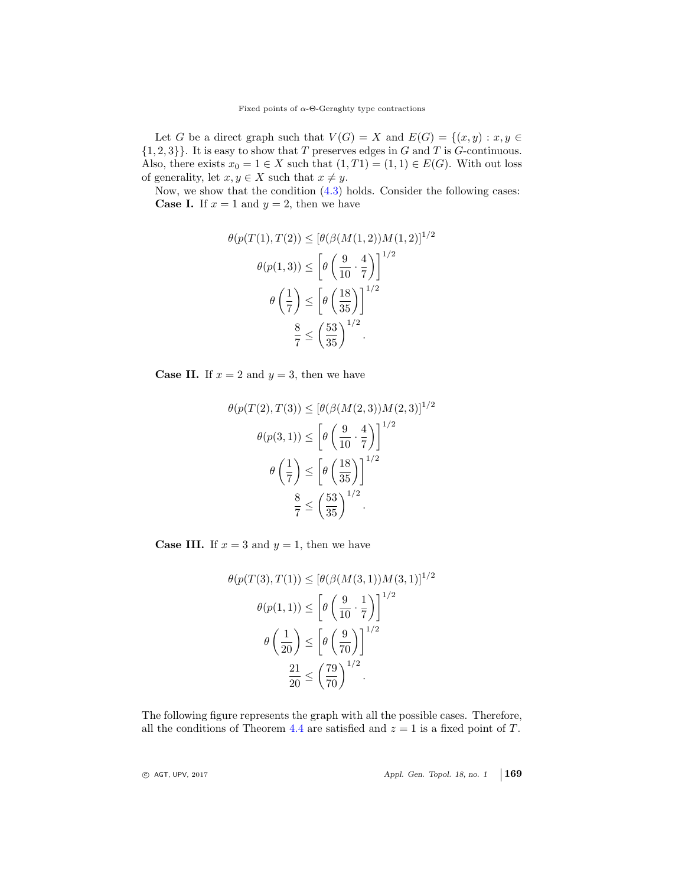Let $G$ be a direct graph such that $V(G) = X$ and $E(G) = \{(x, y) : x, y \in \{1, 2, 3\}\}$. It is easy to show that $T$ preserves edges in $G$ and $T$ is $G$-continuous. Also, there exists $x_0 = 1 \in X$ such that $(1, T1) = (1, 1) \in E(G)$. With out loss of generality, let $x, y \in X$ such that $x \neq y$.

Now, we show that the condition (4.3) holds. Consider the following cases:

**Case I.** If $x = 1$ and $y = 2$, then we have

$$
\begin{aligned}
\theta(p(T(1), T(2)) &\leq [\theta(\beta(M(1,2))M(1,2)]^{1/2} \\
\theta(p(1,3)) &\leq \left[\theta\left(\frac{9}{10}\cdot\frac{4}{7}\right)\right]^{1/2} \\
\theta\left(\frac{1}{7}\right) &\leq \left[\theta\left(\frac{18}{35}\right)\right]^{1/2} \\
\frac{8}{7} &\leq \left(\frac{53}{35}\right)^{1/2}.
\end{aligned}
$$

**Case II.** If $x = 2$ and $y = 3$, then we have

$$
\begin{aligned}
\theta(p(T(2), T(3)) &\leq [\theta(\beta(M(2,3))M(2,3)]^{1/2} \\
\theta(p(3,1)) &\leq \left[\theta\left(\frac{9}{10}\cdot\frac{4}{7}\right)\right]^{1/2} \\
\theta\left(\frac{1}{7}\right) &\leq \left[\theta\left(\frac{18}{35}\right)\right]^{1/2} \\
\frac{8}{7} &\leq \left(\frac{53}{35}\right)^{1/2}.
\end{aligned}
$$

**Case III.** If $x = 3$ and $y = 1$, then we have

$$
\begin{aligned}
\theta(p(T(3), T(1)) &\leq [\theta(\beta(M(3,1))M(3,1)]^{1/2} \\
\theta(p(1,1)) &\leq \left[\theta\left(\frac{9}{10}\cdot\frac{1}{7}\right)\right]^{1/2} \\
\theta\left(\frac{1}{20}\right) &\leq \left[\theta\left(\frac{9}{70}\right)\right]^{1/2} \\
\frac{21}{20} &\leq \left(\frac{79}{70}\right)^{1/2}.
\end{aligned}
$$

The following figure represents the graph with all the possible cases. Therefore, all the conditions of Theorem 4.4 are satisfied and $z = 1$ is a fixed point of $T$.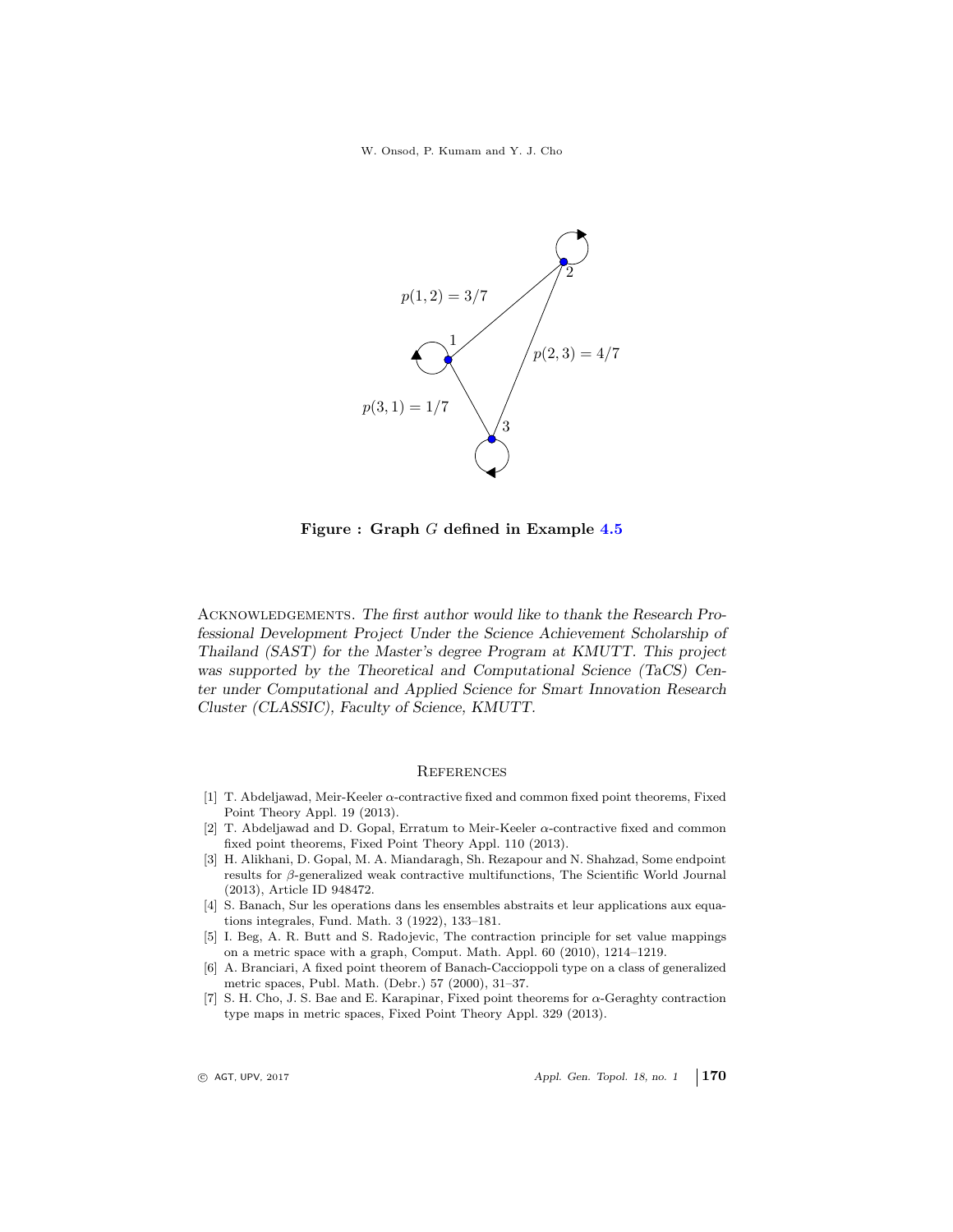$p(1,2) = 3/7$

$p(2,3) = 4/7$

$p(3,1) = 1/7$

**Figure : Graph $G$ defined in Example 4.5**

Acknowledgements. *The first author would like to thank the Research Professional Development Project Under the Science Achievement Scholarship of Thailand (SAST) for the Master's degree Program at KMUTT. This project was supported by the Theoretical and Computational Science (TaCS) Center under Computational and Applied Science for Smart Innovation Research Cluster (CLASSIC), Faculty of Science, KMUTT.*

## References

[1] T. Abdeljawad, Meir-Keeler $\alpha$-contractive fixed and common fixed point theorems, Fixed Point Theory Appl. 19 (2013).

[2] T. Abdeljawad and D. Gopal, Erratum to Meir-Keeler $\alpha$-contractive fixed and common fixed point theorems, Fixed Point Theory Appl. 110 (2013).

[3] H. Alikhani, D. Gopal, M. A. Miandaragh, Sh. Rezapour and N. Shahzad, Some endpoint results for $\beta$-generalized weak contractive multifunctions, The Scientific World Journal (2013), Article ID 948472.

[4] S. Banach, Sur les operations dans les ensembles abstraits et leur applications aux equations integrales, Fund. Math. 3 (1922), 133–181.

[5] I. Beg, A. R. Butt and S. Radojevic, The contraction principle for set value mappings on a metric space with a graph, Comput. Math. Appl. 60 (2010), 1214–1219.

[6] A. Branciari, A fixed point theorem of Banach-Caccioppoli type on a class of generalized metric spaces, Publ. Math. (Debr.) 57 (2000), 31–37.

[7] S. H. Cho, J. S. Bae and E. Karapinar, Fixed point theorems for $\alpha$-Geraghty contraction type maps in metric spaces, Fixed Point Theory Appl. 329 (2013).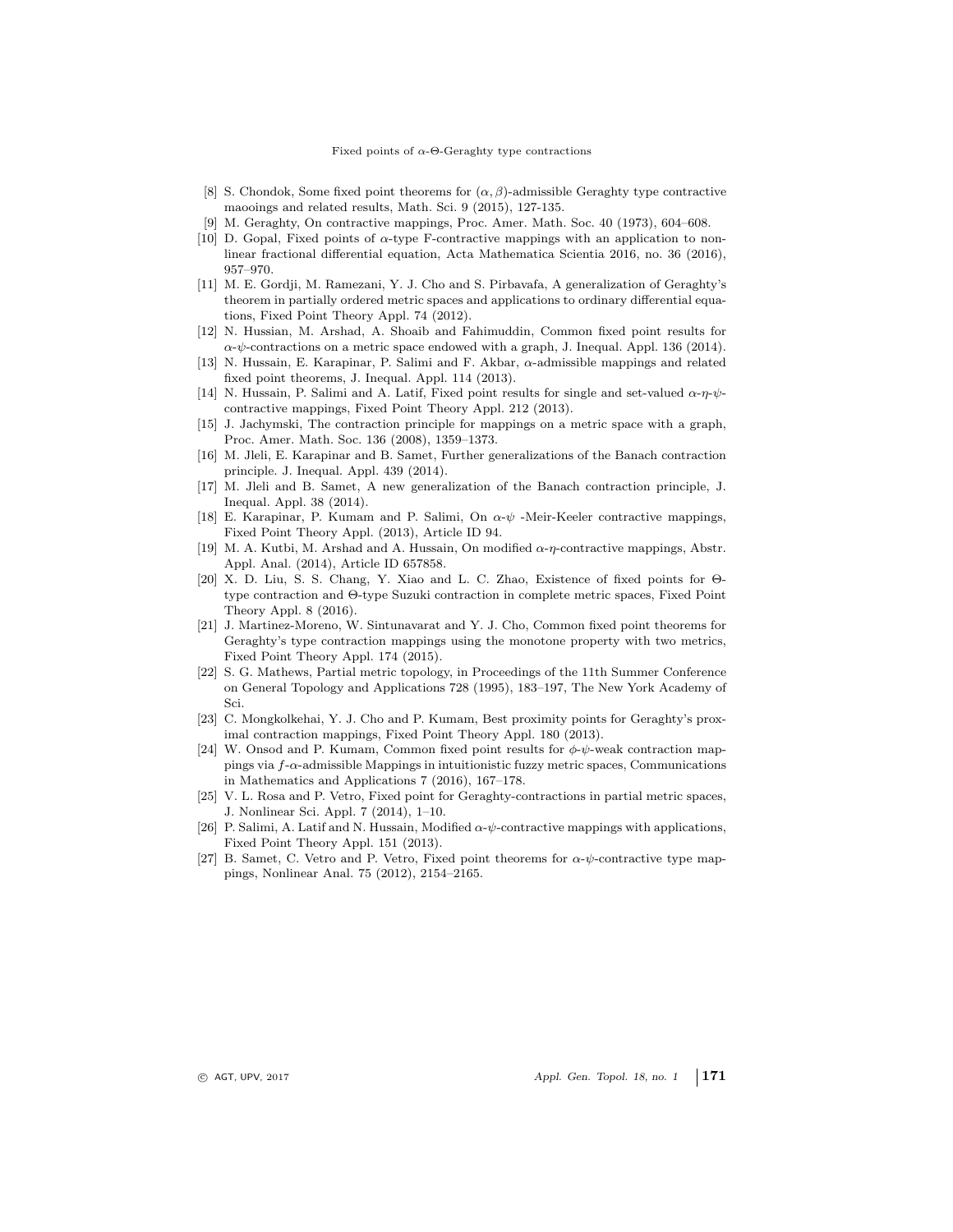[8] S. Chondok, Some fixed point theorems for $(\alpha, \beta)$-admissible Geraghty type contractive maooings and related results, Math. Sci. 9 (2015), 127-135.

[9] M. Geraghty, On contractive mappings, Proc. Amer. Math. Soc. 40 (1973), 604–608.

[10] D. Gopal, Fixed points of $\alpha$-type F-contractive mappings with an application to nonlinear fractional differential equation, Acta Mathematica Scientia 2016, no. 36 (2016), 957–970.

[11] M. E. Gordji, M. Ramezani, Y. J. Cho and S. Pirbavafa, A generalization of Geraghty's theorem in partially ordered metric spaces and applications to ordinary differential equations, Fixed Point Theory Appl. 74 (2012).

[12] N. Hussian, M. Arshad, A. Shoaib and Fahimuddin, Common fixed point results for $\alpha$-$\psi$-contractions on a metric space endowed with a graph, J. Inequal. Appl. 136 (2014).

[13] N. Hussain, E. Karapinar, P. Salimi and F. Akbar, $\alpha$-admissible mappings and related fixed point theorems, J. Inequal. Appl. 114 (2013).

[14] N. Hussain, P. Salimi and A. Latif, Fixed point results for single and set-valued $\alpha$-$\eta$-$\psi$-contractive mappings, Fixed Point Theory Appl. 212 (2013).

[15] J. Jachymski, The contraction principle for mappings on a metric space with a graph, Proc. Amer. Math. Soc. 136 (2008), 1359–1373.

[16] M. Jleli, E. Karapinar and B. Samet, Further generalizations of the Banach contraction principle. J. Inequal. Appl. 439 (2014).

[17] M. Jleli and B. Samet, A new generalization of the Banach contraction principle, J. Inequal. Appl. 38 (2014).

[18] E. Karapinar, P. Kumam and P. Salimi, On $\alpha$-$\psi$ -Meir-Keeler contractive mappings, Fixed Point Theory Appl. (2013), Article ID 94.

[19] M. A. Kutbi, M. Arshad and A. Hussain, On modified $\alpha$-$\eta$-contractive mappings, Abstr. Appl. Anal. (2014), Article ID 657858.

[20] X. D. Liu, S. S. Chang, Y. Xiao and L. C. Zhao, Existence of fixed points for $\Theta$-type contraction and $\Theta$-type Suzuki contraction in complete metric spaces, Fixed Point Theory Appl. 8 (2016).

[21] J. Martinez-Moreno, W. Sintunavarat and Y. J. Cho, Common fixed point theorems for Geraghty's type contraction mappings using the monotone property with two metrics, Fixed Point Theory Appl. 174 (2015).

[22] S. G. Mathews, Partial metric topology, in Proceedings of the 11th Summer Conference on General Topology and Applications 728 (1995), 183–197, The New York Academy of Sci.

[23] C. Mongkolkehai, Y. J. Cho and P. Kumam, Best proximity points for Geraghty's proximal contraction mappings, Fixed Point Theory Appl. 180 (2013).

[24] W. Onsod and P. Kumam, Common fixed point results for $\phi$-$\psi$-weak contraction mappings via $f$-$\alpha$-admissible Mappings in intuitionistic fuzzy metric spaces, Communications in Mathematics and Applications 7 (2016), 167–178.

[25] V. L. Rosa and P. Vetro, Fixed point for Geraghty-contractions in partial metric spaces, J. Nonlinear Sci. Appl. 7 (2014), 1–10.

[26] P. Salimi, A. Latif and N. Hussain, Modified $\alpha$-$\psi$-contractive mappings with applications, Fixed Point Theory Appl. 151 (2013).

[27] B. Samet, C. Vetro and P. Vetro, Fixed point theorems for $\alpha$-$\psi$-contractive type mappings, Nonlinear Anal. 75 (2012), 2154–2165.